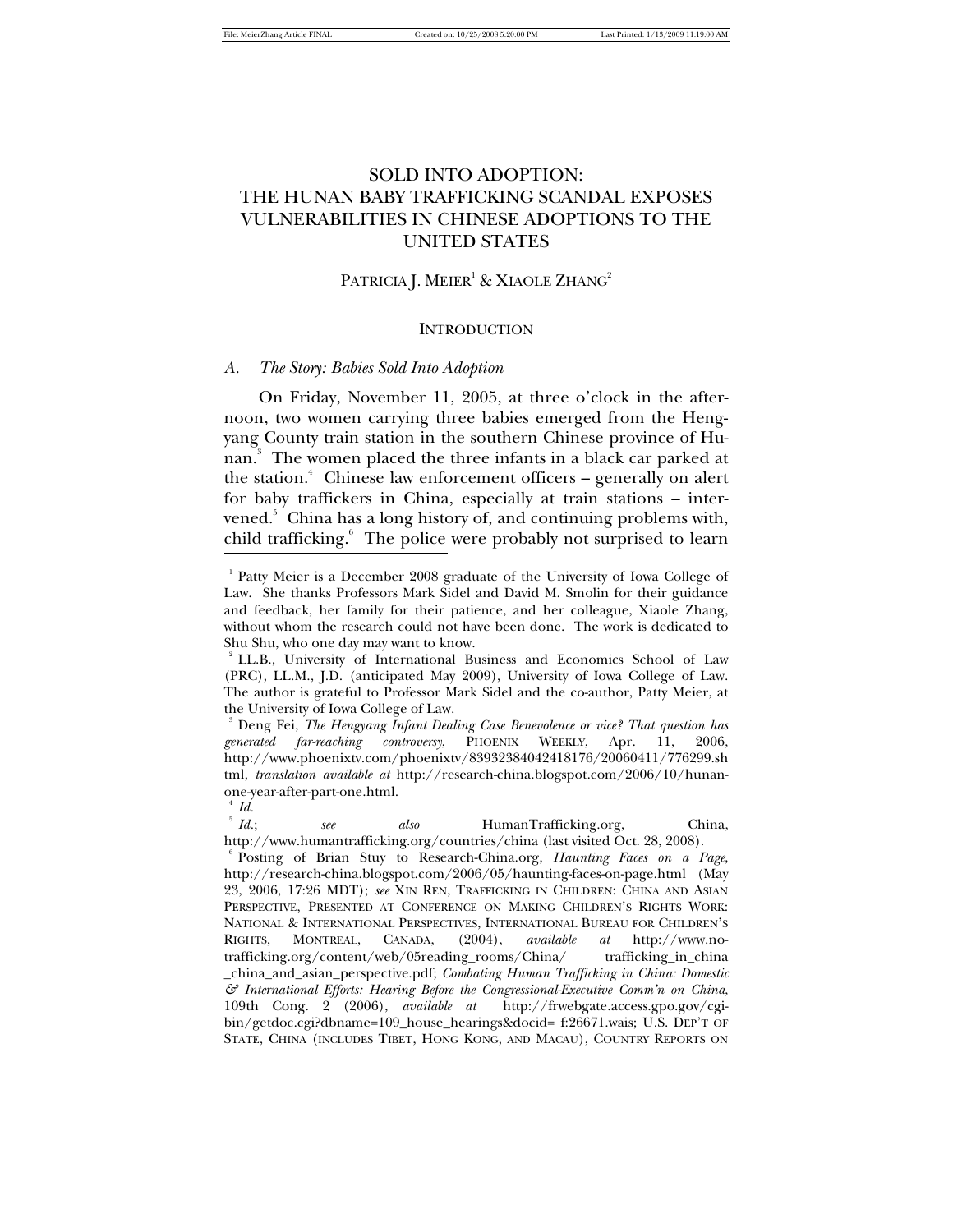# SOLD INTO ADOPTION: THE HUNAN BABY TRAFFICKING SCANDAL EXPOSES VULNERABILITIES IN CHINESE ADOPTIONS TO THE UNITED STATES

PATRICIA J. MEIER[1] & XIAOLE ZHANG[2]

## INTRODUCTION

### *A. The Story: Babies Sold Into Adoption*

On Friday, November 11, 2005, at three o'clock in the afternoon, two women carrying three babies emerged from the Hengyang County train station in the southern Chinese province of Hunan.[3] The women placed the three infants in a black car parked at the station.[4] Chinese law enforcement officers – generally on alert for baby traffickers in China, especially at train stations – intervened.[5] China has a long history of, and continuing problems with, child trafficking.[6] The police were probably not surprised to learn

---

[1] Patty Meier is a December 2008 graduate of the University of Iowa College of Law. She thanks Professors Mark Sidel and David M. Smolin for their guidance and feedback, her family for their patience, and her colleague, Xiaole Zhang, without whom the research could not have been done. The work is dedicated to Shu Shu, who one day may want to know.

[2] LL.B., University of International Business and Economics School of Law (PRC), LL.M., J.D. (anticipated May 2009), University of Iowa College of Law. The author is grateful to Professor Mark Sidel and the co-author, Patty Meier, at the University of Iowa College of Law.

[3] Deng Fei, *The Hengyang Infant Dealing Case Benevolence or vice? That question has generated far-reaching controversy*, PHOENIX WEEKLY, Apr. 11, 2006, http://www.phoenixtv.com/phoenixtv/83932384042418176/20060411/776299.shtml, *translation available at* http://research-china.blogspot.com/2006/10/hunan-one-year-after-part-one.html.

[4] *Id.*

[5] *Id.*; *see also* HumanTrafficking.org, China, http://www.humantrafficking.org/countries/china (last visited Oct. 28, 2008).

[6] Posting of Brian Stuy to Research-China.org, *Haunting Faces on a Page*, http://research-china.blogspot.com/2006/05/haunting-faces-on-page.html (May 23, 2006, 17:26 MDT); *see* XIN REN, TRAFFICKING IN CHILDREN: CHINA AND ASIAN PERSPECTIVE, PRESENTED AT CONFERENCE ON MAKING CHILDREN'S RIGHTS WORK: NATIONAL & INTERNATIONAL PERSPECTIVES, INTERNATIONAL BUREAU FOR CHILDREN'S RIGHTS, MONTREAL, CANADA, (2004), *available at* http://www.no-trafficking.org/content/web/05reading_rooms/China/ trafficking_in_china _china_and_asian_perspective.pdf; *Combating Human Trafficking in China: Domestic & International Efforts: Hearing Before the Congressional-Executive Comm'n on China*, 109th Cong. 2 (2006), *available at* http://frwebgate.access.gpo.gov/cgi-bin/getdoc.cgi?dbname=109_house_hearings&docid= f:26671.wais; U.S. DEP'T OF STATE, CHINA (INCLUDES TIBET, HONG KONG, AND MACAU), COUNTRY REPORTS ON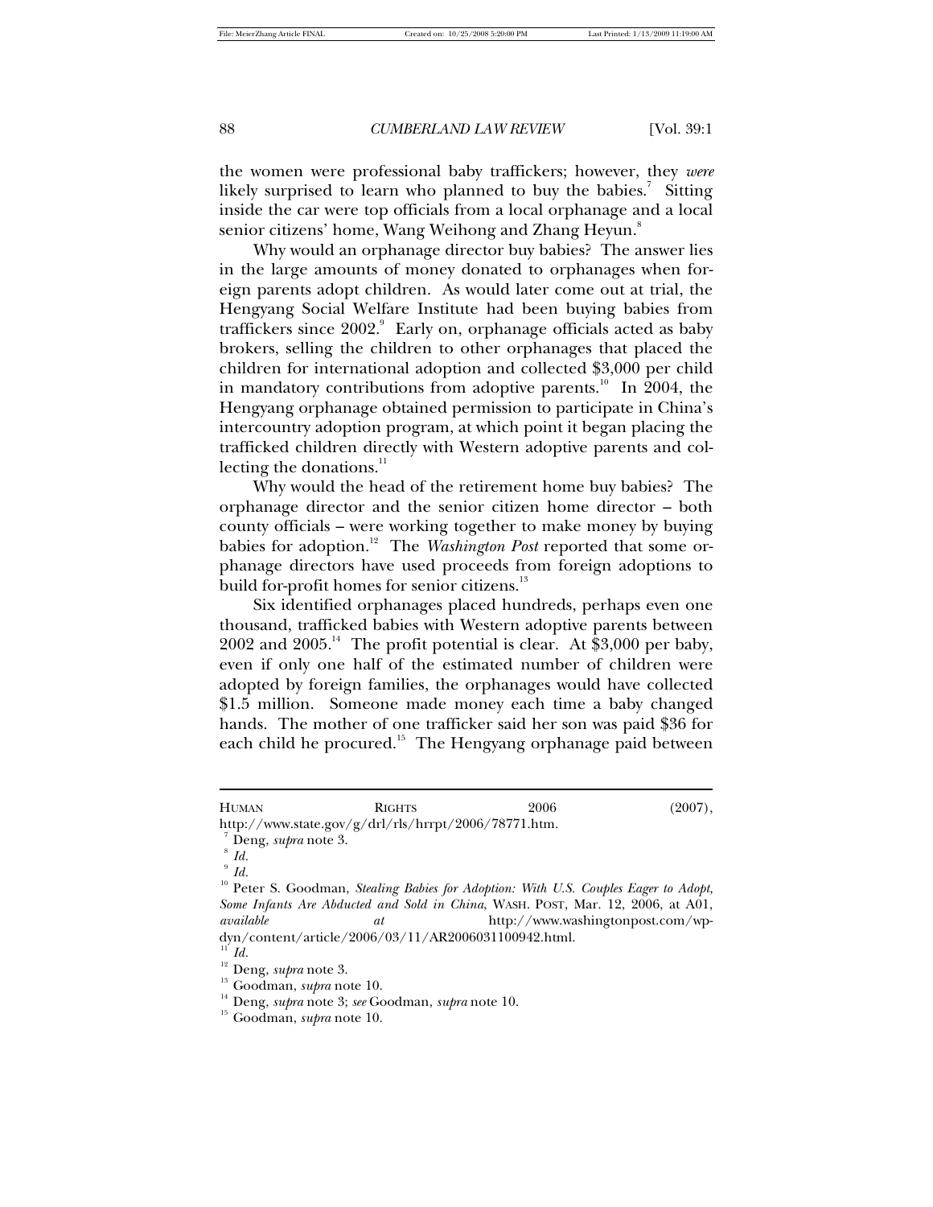the women were professional baby traffickers; however, they *were* likely surprised to learn who planned to buy the babies.[7] Sitting inside the car were top officials from a local orphanage and a local senior citizens' home, Wang Weihong and Zhang Heyun.[8]

Why would an orphanage director buy babies? The answer lies in the large amounts of money donated to orphanages when foreign parents adopt children. As would later come out at trial, the Hengyang Social Welfare Institute had been buying babies from traffickers since 2002.[9] Early on, orphanage officials acted as baby brokers, selling the children to other orphanages that placed the children for international adoption and collected $3,000 per child in mandatory contributions from adoptive parents.[10] In 2004, the Hengyang orphanage obtained permission to participate in China's intercountry adoption program, at which point it began placing the trafficked children directly with Western adoptive parents and collecting the donations.[11]

Why would the head of the retirement home buy babies? The orphanage director and the senior citizen home director – both county officials – were working together to make money by buying babies for adoption.[12] The *Washington Post* reported that some orphanage directors have used proceeds from foreign adoptions to build for-profit homes for senior citizens.[13]

Six identified orphanages placed hundreds, perhaps even one thousand, trafficked babies with Western adoptive parents between 2002 and 2005.[14] The profit potential is clear. At $3,000 per baby, even if only one half of the estimated number of children were adopted by foreign families, the orphanages would have collected $1.5 million. Someone made money each time a baby changed hands. The mother of one trafficker said her son was paid $36 for each child he procured.[15] The Hengyang orphanage paid between

---

HUMAN RIGHTS 2006 (2007), http://www.state.gov/g/drl/rls/hrrpt/2006/78771.htm.

[7] Deng, *supra* note 3.

[8] *Id.*

[9] *Id.*

[10] Peter S. Goodman, *Stealing Babies for Adoption: With U.S. Couples Eager to Adopt, Some Infants Are Abducted and Sold in China*, WASH. POST, Mar. 12, 2006, at A01, *available at* http://www.washingtonpost.com/wp-dyn/content/article/2006/03/11/AR2006031100942.html.

[11] *Id.*

[12] Deng, *supra* note 3.

[13] Goodman, *supra* note 10.

[14] Deng, *supra* note 3; *see* Goodman, *supra* note 10.

[15] Goodman, *supra* note 10.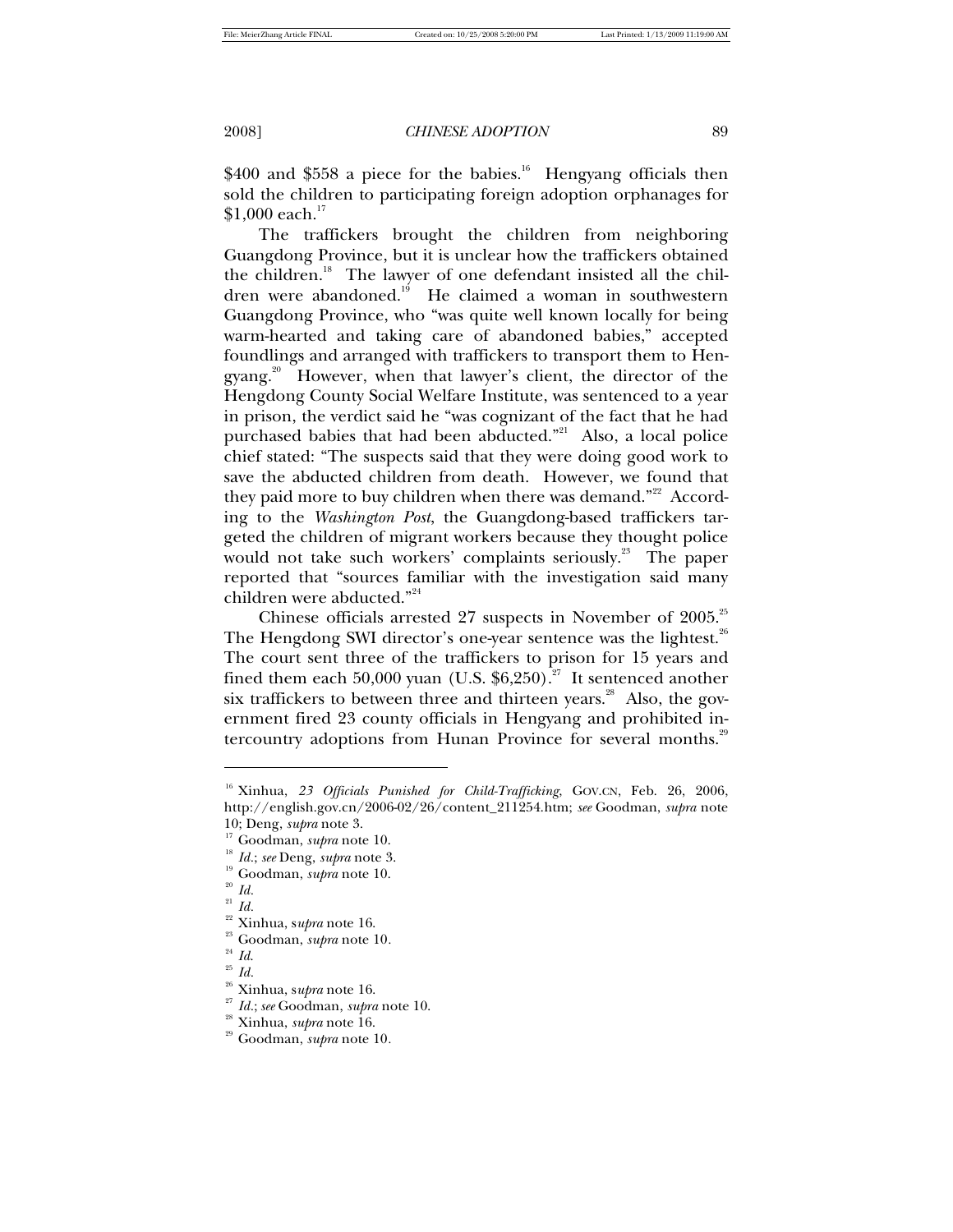$400 and $558 a piece for the babies.[16] Hengyang officials then sold the children to participating foreign adoption orphanages for $1,000 each.[17]

The traffickers brought the children from neighboring Guangdong Province, but it is unclear how the traffickers obtained the children.[18] The lawyer of one defendant insisted all the children were abandoned.[19] He claimed a woman in southwestern Guangdong Province, who "was quite well known locally for being warm-hearted and taking care of abandoned babies," accepted foundlings and arranged with traffickers to transport them to Hengyang.[20] However, when that lawyer's client, the director of the Hengdong County Social Welfare Institute, was sentenced to a year in prison, the verdict said he "was cognizant of the fact that he had purchased babies that had been abducted."[21] Also, a local police chief stated: "The suspects said that they were doing good work to save the abducted children from death. However, we found that they paid more to buy children when there was demand."[22] According to the *Washington Post*, the Guangdong-based traffickers targeted the children of migrant workers because they thought police would not take such workers' complaints seriously.[23] The paper reported that "sources familiar with the investigation said many children were abducted."[24]

Chinese officials arrested 27 suspects in November of 2005.[25] The Hengdong SWI director's one-year sentence was the lightest.[26] The court sent three of the traffickers to prison for 15 years and fined them each 50,000 yuan (U.S. $6,250).[27] It sentenced another six traffickers to between three and thirteen years.[28] Also, the government fired 23 county officials in Hengyang and prohibited intercountry adoptions from Hunan Province for several months.[29]

---

[16] Xinhua, *23 Officials Punished for Child-Trafficking*, GOV.CN, Feb. 26, 2006, http://english.gov.cn/2006-02/26/content_211254.htm; *see* Goodman, *supra* note 10; Deng, *supra* note 3.

[17] Goodman, *supra* note 10.

[18] *Id.*; *see* Deng, *supra* note 3.

[19] Goodman, *supra* note 10.

[20] *Id.*

[21] *Id.*

[22] Xinhua, s*upra* note 16.

[23] Goodman, *supra* note 10.

[24] *Id.*

[25] *Id.*

[26] Xinhua, s*upra* note 16.

[27] *Id.*; *see* Goodman, *supra* note 10.

[28] Xinhua, *supra* note 16.

[29] Goodman, *supra* note 10.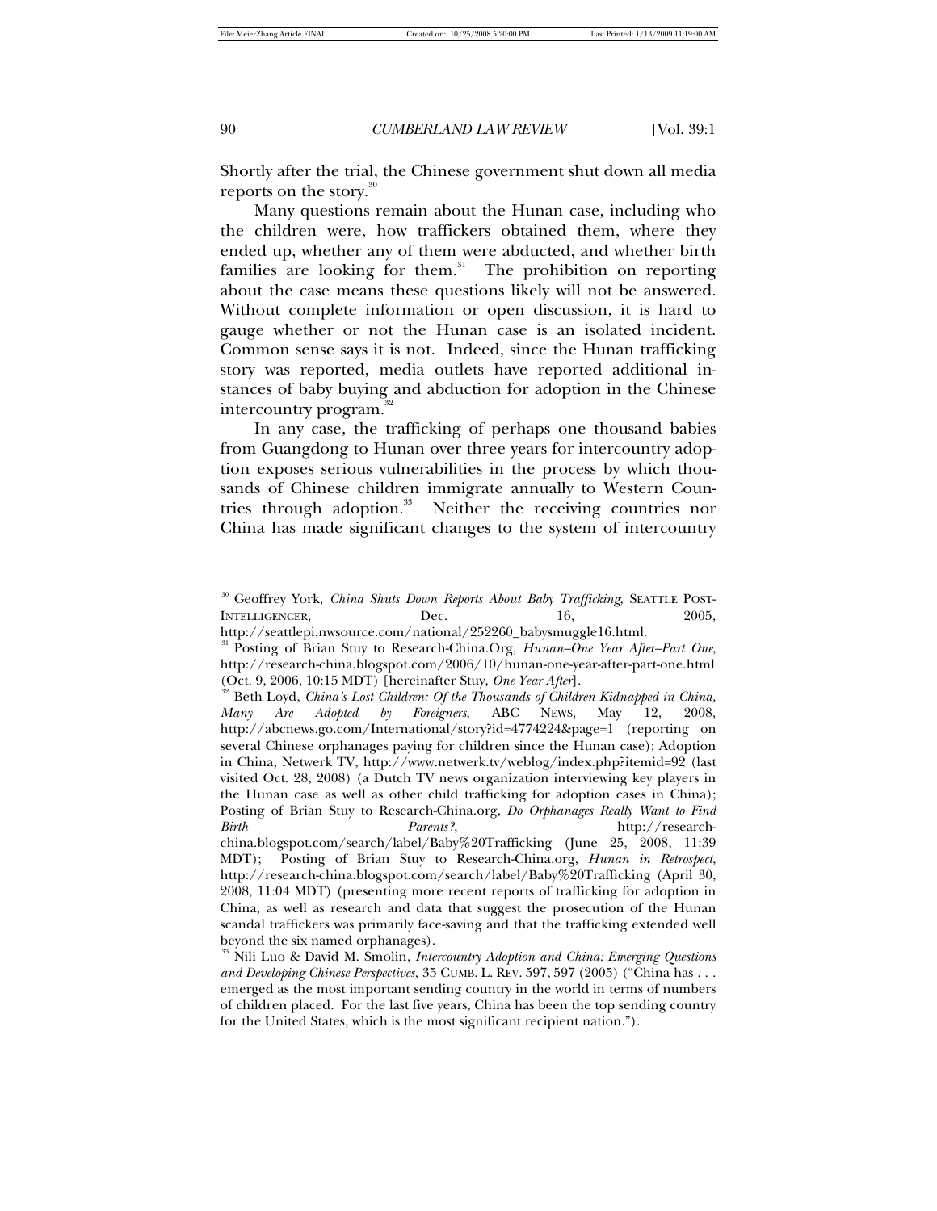Shortly after the trial, the Chinese government shut down all media reports on the story.[30]

Many questions remain about the Hunan case, including who the children were, how traffickers obtained them, where they ended up, whether any of them were abducted, and whether birth families are looking for them.[31] The prohibition on reporting about the case means these questions likely will not be answered. Without complete information or open discussion, it is hard to gauge whether or not the Hunan case is an isolated incident. Common sense says it is not. Indeed, since the Hunan trafficking story was reported, media outlets have reported additional instances of baby buying and abduction for adoption in the Chinese intercountry program.[32]

In any case, the trafficking of perhaps one thousand babies from Guangdong to Hunan over three years for intercountry adoption exposes serious vulnerabilities in the process by which thousands of Chinese children immigrate annually to Western Countries through adoption.[33] Neither the receiving countries nor China has made significant changes to the system of intercountry

---

[30] Geoffrey York, *China Shuts Down Reports About Baby Trafficking*, SEATTLE POST-INTELLIGENCER, Dec. 16, 2005, http://seattlepi.nwsource.com/national/252260_babysmuggle16.html.

[31] Posting of Brian Stuy to Research-China.Org, *Hunan–One Year After–Part One*, http://research-china.blogspot.com/2006/10/hunan-one-year-after-part-one.html (Oct. 9, 2006, 10:15 MDT) [hereinafter Stuy, *One Year After*].

[32] Beth Loyd, *China's Lost Children: Of the Thousands of Children Kidnapped in China, Many Are Adopted by Foreigners*, ABC NEWS, May 12, 2008, http://abcnews.go.com/International/story?id=4774224&page=1 (reporting on several Chinese orphanages paying for children since the Hunan case); Adoption in China, Netwerk TV, http://www.netwerk.tv/weblog/index.php?itemid=92 (last visited Oct. 28, 2008) (a Dutch TV news organization interviewing key players in the Hunan case as well as other child trafficking for adoption cases in China); Posting of Brian Stuy to Research-China.org, *Do Orphanages Really Want to Find Birth Parents?*, http://research-china.blogspot.com/search/label/Baby%20Trafficking (June 25, 2008, 11:39 MDT); Posting of Brian Stuy to Research-China.org, *Hunan in Retrospect*, http://research-china.blogspot.com/search/label/Baby%20Trafficking (April 30, 2008, 11:04 MDT) (presenting more recent reports of trafficking for adoption in China, as well as research and data that suggest the prosecution of the Hunan scandal traffickers was primarily face-saving and that the trafficking extended well beyond the six named orphanages).

[33] Nili Luo & David M. Smolin, *Intercountry Adoption and China: Emerging Questions and Developing Chinese Perspectives*, 35 CUMB. L. REV. 597, 597 (2005) ("China has . . . emerged as the most important sending country in the world in terms of numbers of children placed. For the last five years, China has been the top sending country for the United States, which is the most significant recipient nation.").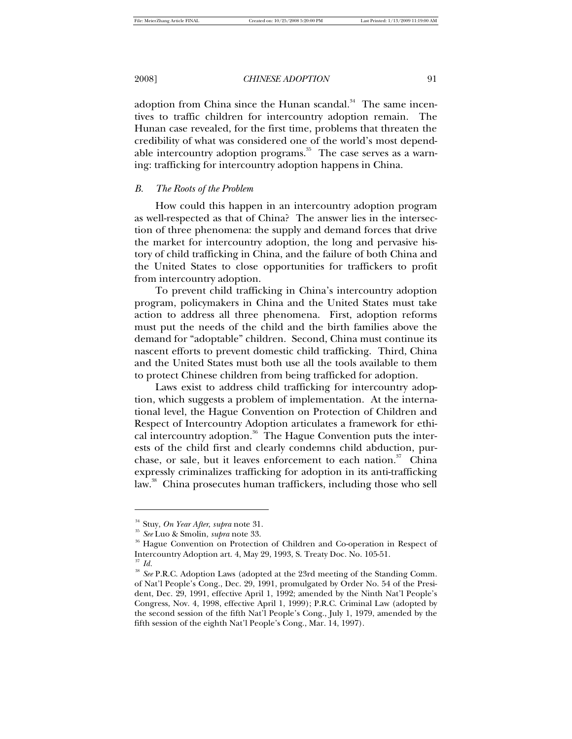adoption from China since the Hunan scandal.[34] The same incentives to traffic children for intercountry adoption remain. The Hunan case revealed, for the first time, problems that threaten the credibility of what was considered one of the world's most dependable intercountry adoption programs.[35] The case serves as a warning: trafficking for intercountry adoption happens in China.

### *B. The Roots of the Problem*

How could this happen in an intercountry adoption program as well-respected as that of China? The answer lies in the intersection of three phenomena: the supply and demand forces that drive the market for intercountry adoption, the long and pervasive history of child trafficking in China, and the failure of both China and the United States to close opportunities for traffickers to profit from intercountry adoption.

To prevent child trafficking in China's intercountry adoption program, policymakers in China and the United States must take action to address all three phenomena. First, adoption reforms must put the needs of the child and the birth families above the demand for "adoptable" children. Second, China must continue its nascent efforts to prevent domestic child trafficking. Third, China and the United States must both use all the tools available to them to protect Chinese children from being trafficked for adoption.

Laws exist to address child trafficking for intercountry adoption, which suggests a problem of implementation. At the international level, the Hague Convention on Protection of Children and Respect of Intercountry Adoption articulates a framework for ethical intercountry adoption.[36] The Hague Convention puts the interests of the child first and clearly condemns child abduction, purchase, or sale, but it leaves enforcement to each nation.[37] China expressly criminalizes trafficking for adoption in its anti-trafficking law.[38] China prosecutes human traffickers, including those who sell

---

[34] Stuy, *On Year After*, *supra* note 31.

[35] *See* Luo & Smolin, *supra* note 33.

[36] Hague Convention on Protection of Children and Co-operation in Respect of Intercountry Adoption art. 4, May 29, 1993, S. Treaty Doc. No. 105-51.

[37] *Id.*

[38] *See* P.R.C. Adoption Laws (adopted at the 23rd meeting of the Standing Comm. of Nat'l People's Cong., Dec. 29, 1991, promulgated by Order No. 54 of the President, Dec. 29, 1991, effective April 1, 1992; amended by the Ninth Nat'l People's Congress, Nov. 4, 1998, effective April 1, 1999); P.R.C. Criminal Law (adopted by the second session of the fifth Nat'l People's Cong., July 1, 1979, amended by the fifth session of the eighth Nat'l People's Cong., Mar. 14, 1997).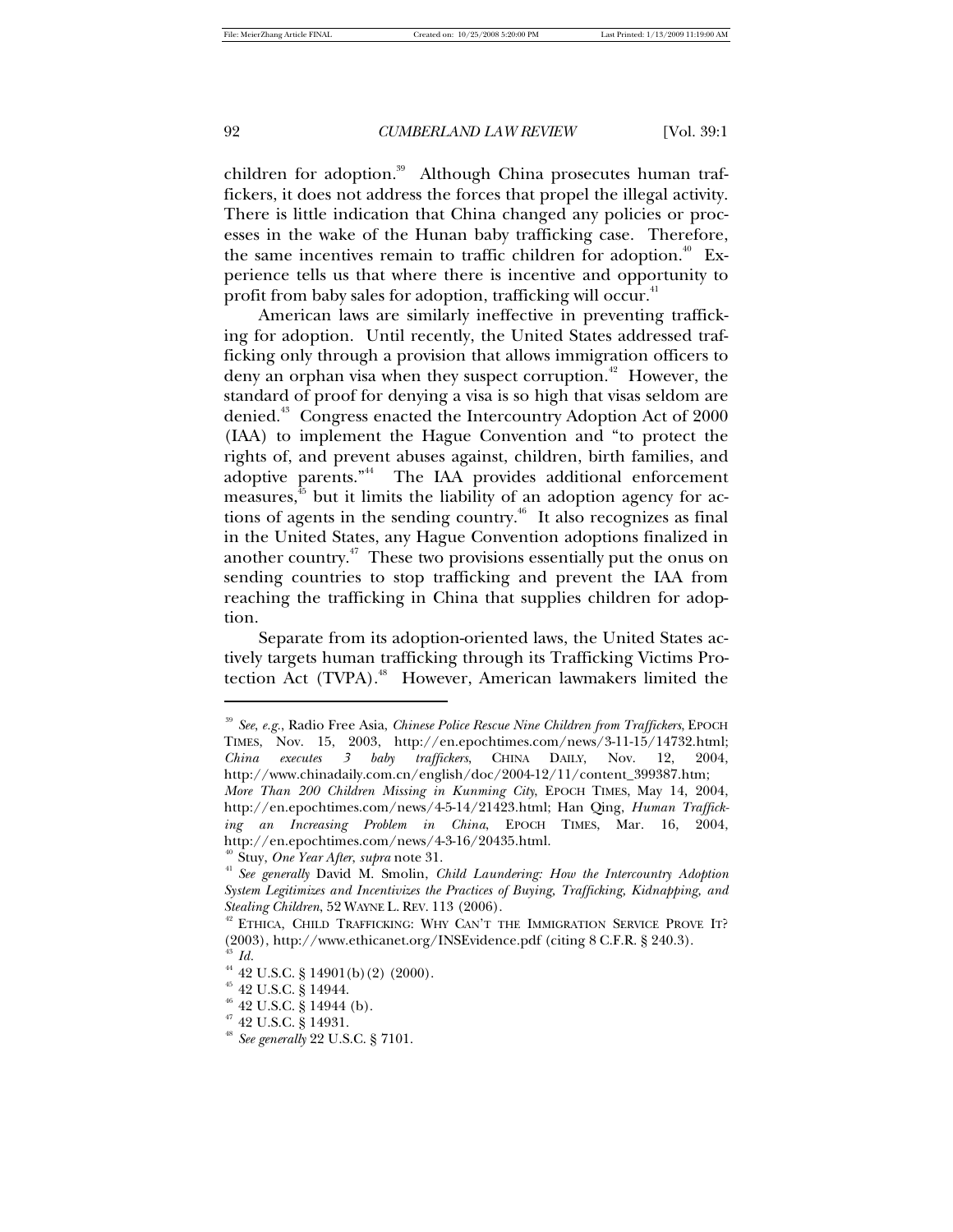children for adoption.[39] Although China prosecutes human traffickers, it does not address the forces that propel the illegal activity. There is little indication that China changed any policies or processes in the wake of the Hunan baby trafficking case. Therefore, the same incentives remain to traffic children for adoption.[40] Experience tells us that where there is incentive and opportunity to profit from baby sales for adoption, trafficking will occur.[41]

American laws are similarly ineffective in preventing trafficking for adoption. Until recently, the United States addressed trafficking only through a provision that allows immigration officers to deny an orphan visa when they suspect corruption.[42] However, the standard of proof for denying a visa is so high that visas seldom are denied.[43] Congress enacted the Intercountry Adoption Act of 2000 (IAA) to implement the Hague Convention and "to protect the rights of, and prevent abuses against, children, birth families, and adoptive parents."[44] The IAA provides additional enforcement measures,[45] but it limits the liability of an adoption agency for actions of agents in the sending country.[46] It also recognizes as final in the United States, any Hague Convention adoptions finalized in another country.[47] These two provisions essentially put the onus on sending countries to stop trafficking and prevent the IAA from reaching the trafficking in China that supplies children for adoption.

Separate from its adoption-oriented laws, the United States actively targets human trafficking through its Trafficking Victims Protection Act (TVPA).[48] However, American lawmakers limited the

---

[39] *See, e.g.*, Radio Free Asia, *Chinese Police Rescue Nine Children from Traffickers*, EPOCH TIMES, Nov. 15, 2003, http://en.epochtimes.com/news/3-11-15/14732.html; *China executes 3 baby traffickers*, CHINA DAILY, Nov. 12, 2004, http://www.chinadaily.com.cn/english/doc/2004-12/11/content_399387.htm; *More Than 200 Children Missing in Kunming City*, EPOCH TIMES, May 14, 2004, http://en.epochtimes.com/news/4-5-14/21423.html; Han Qing, *Human Trafficking an Increasing Problem in China*, EPOCH TIMES, Mar. 16, 2004, http://en.epochtimes.com/news/4-3-16/20435.html.

[40] Stuy, *One Year After*, *supra* note 31.

[41] *See generally* David M. Smolin, *Child Laundering: How the Intercountry Adoption System Legitimizes and Incentivizes the Practices of Buying, Trafficking, Kidnapping, and Stealing Children*, 52 WAYNE L. REV. 113 (2006).

[42] ETHICA, CHILD TRAFFICKING: WHY CAN'T THE IMMIGRATION SERVICE PROVE IT? (2003), http://www.ethicanet.org/INSEvidence.pdf (citing 8 C.F.R. § 240.3).

[43] *Id.*

[44] 42 U.S.C. § 14901(b)(2) (2000).

[45] 42 U.S.C. § 14944.

[46] 42 U.S.C. § 14944 (b).

[47] 42 U.S.C. § 14931.

[48] *See generally* 22 U.S.C. § 7101.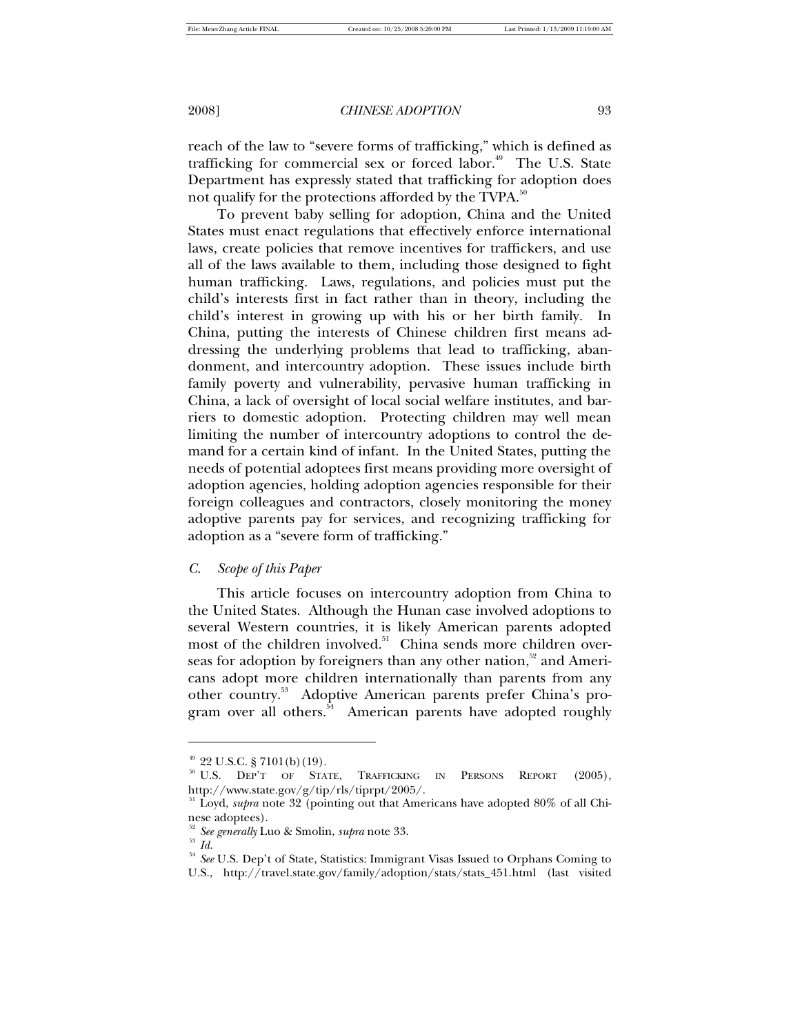reach of the law to "severe forms of trafficking," which is defined as trafficking for commercial sex or forced labor.[49] The U.S. State Department has expressly stated that trafficking for adoption does not qualify for the protections afforded by the TVPA.[50]

To prevent baby selling for adoption, China and the United States must enact regulations that effectively enforce international laws, create policies that remove incentives for traffickers, and use all of the laws available to them, including those designed to fight human trafficking. Laws, regulations, and policies must put the child's interests first in fact rather than in theory, including the child's interest in growing up with his or her birth family. In China, putting the interests of Chinese children first means addressing the underlying problems that lead to trafficking, abandonment, and intercountry adoption. These issues include birth family poverty and vulnerability, pervasive human trafficking in China, a lack of oversight of local social welfare institutes, and barriers to domestic adoption. Protecting children may well mean limiting the number of intercountry adoptions to control the demand for a certain kind of infant. In the United States, putting the needs of potential adoptees first means providing more oversight of adoption agencies, holding adoption agencies responsible for their foreign colleagues and contractors, closely monitoring the money adoptive parents pay for services, and recognizing trafficking for adoption as a "severe form of trafficking."

### *C. Scope of this Paper*

This article focuses on intercountry adoption from China to the United States. Although the Hunan case involved adoptions to several Western countries, it is likely American parents adopted most of the children involved.[51] China sends more children overseas for adoption by foreigners than any other nation,[52] and Americans adopt more children internationally than parents from any other country.[53] Adoptive American parents prefer China's program over all others.[54] American parents have adopted roughly

---

[49] 22 U.S.C. § 7101(b)(19).

[50] U.S. DEP'T OF STATE, TRAFFICKING IN PERSONS REPORT (2005), http://www.state.gov/g/tip/rls/tiprpt/2005/.

[51] Loyd, *supra* note 32 (pointing out that Americans have adopted 80% of all Chinese adoptees).

[52] *See generally* Luo & Smolin, *supra* note 33.

[53] *Id.*

[54] *See* U.S. Dep't of State, Statistics: Immigrant Visas Issued to Orphans Coming to U.S., http://travel.state.gov/family/adoption/stats/stats_451.html (last visited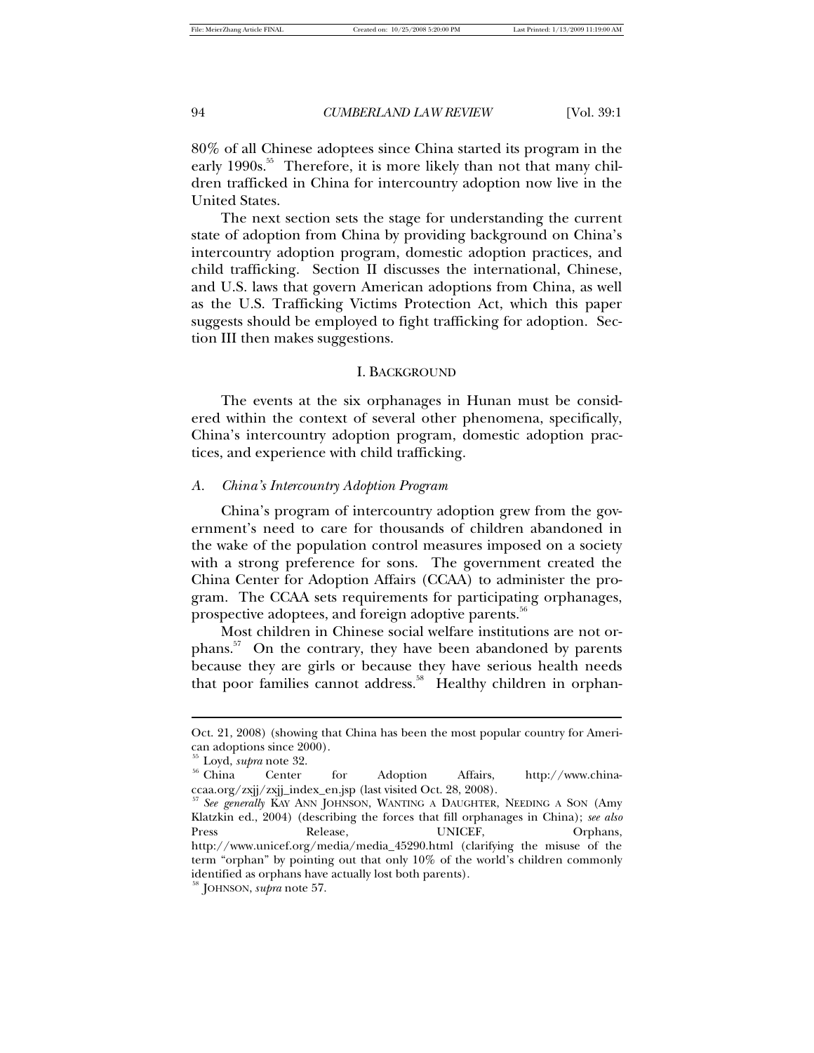80% of all Chinese adoptees since China started its program in the early 1990s.[55] Therefore, it is more likely than not that many children trafficked in China for intercountry adoption now live in the United States.

The next section sets the stage for understanding the current state of adoption from China by providing background on China's intercountry adoption program, domestic adoption practices, and child trafficking. Section II discusses the international, Chinese, and U.S. laws that govern American adoptions from China, as well as the U.S. Trafficking Victims Protection Act, which this paper suggests should be employed to fight trafficking for adoption. Section III then makes suggestions.

## I. BACKGROUND

The events at the six orphanages in Hunan must be considered within the context of several other phenomena, specifically, China's intercountry adoption program, domestic adoption practices, and experience with child trafficking.

### *A. China's Intercountry Adoption Program*

China's program of intercountry adoption grew from the government's need to care for thousands of children abandoned in the wake of the population control measures imposed on a society with a strong preference for sons. The government created the China Center for Adoption Affairs (CCAA) to administer the program. The CCAA sets requirements for participating orphanages, prospective adoptees, and foreign adoptive parents.[56]

Most children in Chinese social welfare institutions are not orphans.[57] On the contrary, they have been abandoned by parents because they are girls or because they have serious health needs that poor families cannot address.[58] Healthy children in orphan-

---

Oct. 21, 2008) (showing that China has been the most popular country for American adoptions since 2000).

[55] Loyd, *supra* note 32.

[56] China Center for Adoption Affairs, http://www.china-ccaa.org/zxjj/zxjj_index_en.jsp (last visited Oct. 28, 2008).

[57] *See generally* KAY ANN JOHNSON, WANTING A DAUGHTER, NEEDING A SON (Amy Klatzkin ed., 2004) (describing the forces that fill orphanages in China); *see also* Press Release, UNICEF, Orphans, http://www.unicef.org/media/media_45290.html (clarifying the misuse of the term "orphan" by pointing out that only 10% of the world's children commonly identified as orphans have actually lost both parents).

[58] JOHNSON, *supra* note 57.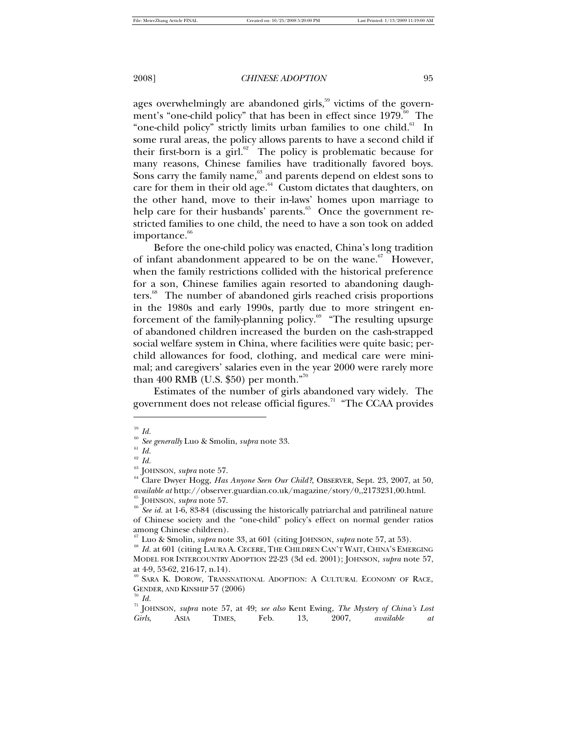ages overwhelmingly are abandoned girls,[59] victims of the government's "one-child policy" that has been in effect since 1979.[60] The "one-child policy" strictly limits urban families to one child.[61] In some rural areas, the policy allows parents to have a second child if their first-born is a girl.[62] The policy is problematic because for many reasons, Chinese families have traditionally favored boys. Sons carry the family name,[63] and parents depend on eldest sons to care for them in their old age.[64] Custom dictates that daughters, on the other hand, move to their in-laws' homes upon marriage to help care for their husbands' parents.[65] Once the government restricted families to one child, the need to have a son took on added importance.[66]

Before the one-child policy was enacted, China's long tradition of infant abandonment appeared to be on the wane.[67] However, when the family restrictions collided with the historical preference for a son, Chinese families again resorted to abandoning daughters.[68] The number of abandoned girls reached crisis proportions in the 1980s and early 1990s, partly due to more stringent enforcement of the family-planning policy.[69] "The resulting upsurge of abandoned children increased the burden on the cash-strapped social welfare system in China, where facilities were quite basic; per-child allowances for food, clothing, and medical care were minimal; and caregivers' salaries even in the year 2000 were rarely more than 400 RMB (U.S. $50) per month."[70]

Estimates of the number of girls abandoned vary widely. The government does not release official figures.[71] "The CCAA provides

---

[59] *Id.*

[60] *See generally* Luo & Smolin, *supra* note 33.

[61] *Id.*

[62] *Id.*

[63] JOHNSON, *supra* note 57.

[64] Clare Dwyer Hogg, *Has Anyone Seen Our Child?*, OBSERVER, Sept. 23, 2007, at 50, *available at* http://observer.guardian.co.uk/magazine/story/0,,2173231,00.html.

[65] JOHNSON, *supra* note 57.

[66] *See id.* at 1-6, 83-84 (discussing the historically patriarchal and patrilineal nature of Chinese society and the "one-child" policy's effect on normal gender ratios among Chinese children).

[67] Luo & Smolin, *supra* note 33, at 601 (citing JOHNSON, *supra* note 57, at 53).

[68] *Id.* at 601 (citing LAURA A. CECERE, THE CHILDREN CAN'T WAIT, CHINA'S EMERGING MODEL FOR INTERCOUNTRY ADOPTION 22-23 (3d ed. 2001); JOHNSON, *supra* note 57, at 4-9, 53-62, 216-17, n.14).

[69] SARA K. DOROW, TRANSNATIONAL ADOPTION: A CULTURAL ECONOMY OF RACE, GENDER, AND KINSHIP 57 (2006)

[70] *Id.*

[71] JOHNSON, *supra* note 57, at 49; *see also* Kent Ewing, *The Mystery of China's Lost Girls*, ASIA TIMES, Feb. 13, 2007, *available at*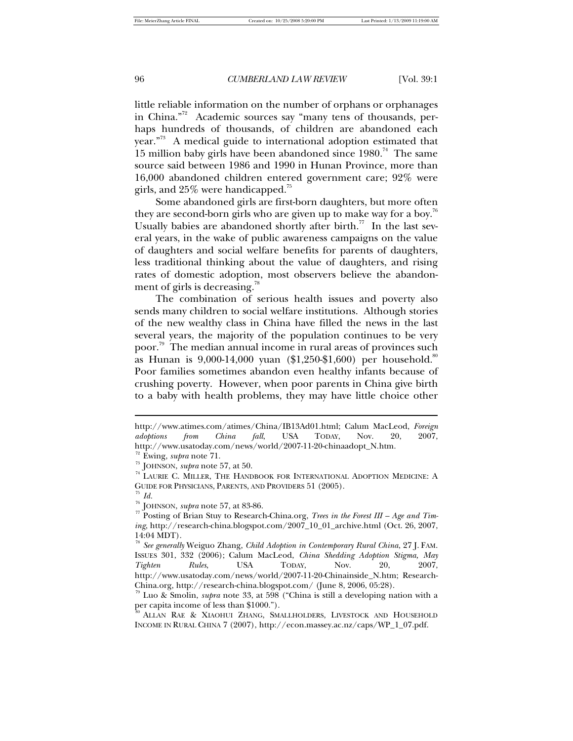little reliable information on the number of orphans or orphanages in China."[72] Academic sources say "many tens of thousands, perhaps hundreds of thousands, of children are abandoned each year."[73] A medical guide to international adoption estimated that 15 million baby girls have been abandoned since 1980.[74] The same source said between 1986 and 1990 in Hunan Province, more than 16,000 abandoned children entered government care; 92% were girls, and 25% were handicapped.[75]

Some abandoned girls are first-born daughters, but more often they are second-born girls who are given up to make way for a boy.[76] Usually babies are abandoned shortly after birth.[77] In the last several years, in the wake of public awareness campaigns on the value of daughters and social welfare benefits for parents of daughters, less traditional thinking about the value of daughters, and rising rates of domestic adoption, most observers believe the abandonment of girls is decreasing.[78]

The combination of serious health issues and poverty also sends many children to social welfare institutions. Although stories of the new wealthy class in China have filled the news in the last several years, the majority of the population continues to be very poor.[79] The median annual income in rural areas of provinces such as Hunan is 9,000-14,000 yuan ($1,250-$1,600) per household.[80] Poor families sometimes abandon even healthy infants because of crushing poverty. However, when poor parents in China give birth to a baby with health problems, they may have little choice other

---

http://www.atimes.com/atimes/China/IB13Ad01.html; Calum MacLeod, *Foreign adoptions from China fall*, USA TODAY, Nov. 20, 2007, http://www.usatoday.com/news/world/2007-11-20-chinaadopt_N.htm.

[72] Ewing, *supra* note 71.

[73] JOHNSON, *supra* note 57, at 50.

[74] LAURIE C. MILLER, THE HANDBOOK FOR INTERNATIONAL ADOPTION MEDICINE: A GUIDE FOR PHYSICIANS, PARENTS, AND PROVIDERS 51 (2005).

[75] *Id.*

[76] JOHNSON, *supra* note 57, at 83-86.

[77] Posting of Brian Stuy to Research-China.org, *Trees in the Forest III – Age and Timing*, http://research-china.blogspot.com/2007_10_01_archive.html (Oct. 26, 2007, 14:04 MDT).

[78] *See generally* Weiguo Zhang, *Child Adoption in Contemporary Rural China*, 27 J. FAM. ISSUES 301, 332 (2006); Calum MacLeod, *China Shedding Adoption Stigma, May Tighten Rules*, USA TODAY, Nov. 20, 2007, http://www.usatoday.com/news/world/2007-11-20-Chinainside_N.htm; Research-China.org, http://research-china.blogspot.com/ (June 8, 2006, 05:28).

[79] Luo & Smolin, *supra* note 33, at 598 ("China is still a developing nation with a per capita income of less than $1000.").

[80] ALLAN RAE & XIAOHUI ZHANG, SMALLHOLDERS, LIVESTOCK AND HOUSEHOLD INCOME IN RURAL CHINA 7 (2007), http://econ.massey.ac.nz/caps/WP_1_07.pdf.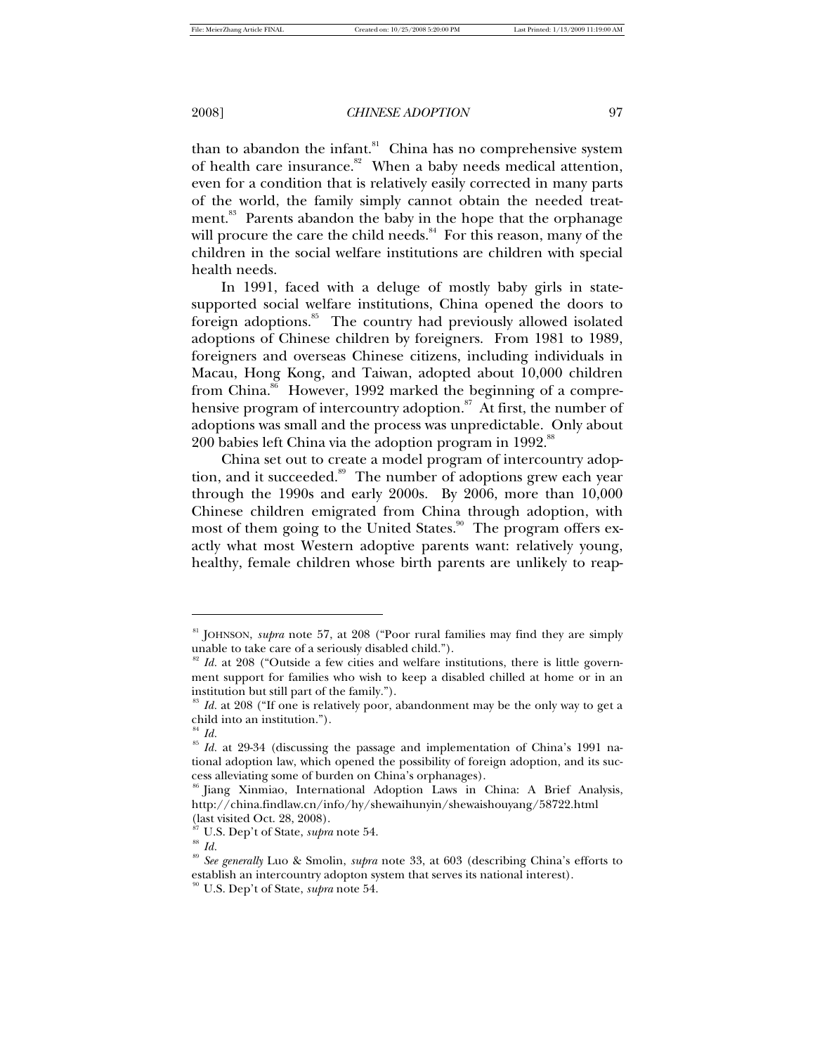than to abandon the infant.[81] China has no comprehensive system of health care insurance.[82] When a baby needs medical attention, even for a condition that is relatively easily corrected in many parts of the world, the family simply cannot obtain the needed treatment.[83] Parents abandon the baby in the hope that the orphanage will procure the care the child needs.[84] For this reason, many of the children in the social welfare institutions are children with special health needs.

In 1991, faced with a deluge of mostly baby girls in state-supported social welfare institutions, China opened the doors to foreign adoptions.[85] The country had previously allowed isolated adoptions of Chinese children by foreigners. From 1981 to 1989, foreigners and overseas Chinese citizens, including individuals in Macau, Hong Kong, and Taiwan, adopted about 10,000 children from China.[86] However, 1992 marked the beginning of a comprehensive program of intercountry adoption.[87] At first, the number of adoptions was small and the process was unpredictable. Only about 200 babies left China via the adoption program in 1992.[88]

China set out to create a model program of intercountry adoption, and it succeeded.[89] The number of adoptions grew each year through the 1990s and early 2000s. By 2006, more than 10,000 Chinese children emigrated from China through adoption, with most of them going to the United States.[90] The program offers exactly what most Western adoptive parents want: relatively young, healthy, female children whose birth parents are unlikely to reap-

---

[81] JOHNSON, *supra* note 57, at 208 ("Poor rural families may find they are simply unable to take care of a seriously disabled child.").

[82] *Id.* at 208 ("Outside a few cities and welfare institutions, there is little government support for families who wish to keep a disabled chilled at home or in an institution but still part of the family.").

[83] *Id.* at 208 ("If one is relatively poor, abandonment may be the only way to get a child into an institution.").

[84] *Id.*

[85] *Id.* at 29-34 (discussing the passage and implementation of China's 1991 national adoption law, which opened the possibility of foreign adoption, and its success alleviating some of burden on China's orphanages).

[86] Jiang Xinmiao, International Adoption Laws in China: A Brief Analysis, http://china.findlaw.cn/info/hy/shewaihunyin/shewaishouyang/58722.html (last visited Oct. 28, 2008).

[87] U.S. Dep't of State, *supra* note 54.

[88] *Id.*

[89] *See generally* Luo & Smolin, *supra* note 33, at 603 (describing China's efforts to establish an intercountry adopton system that serves its national interest).

[90] U.S. Dep't of State, *supra* note 54.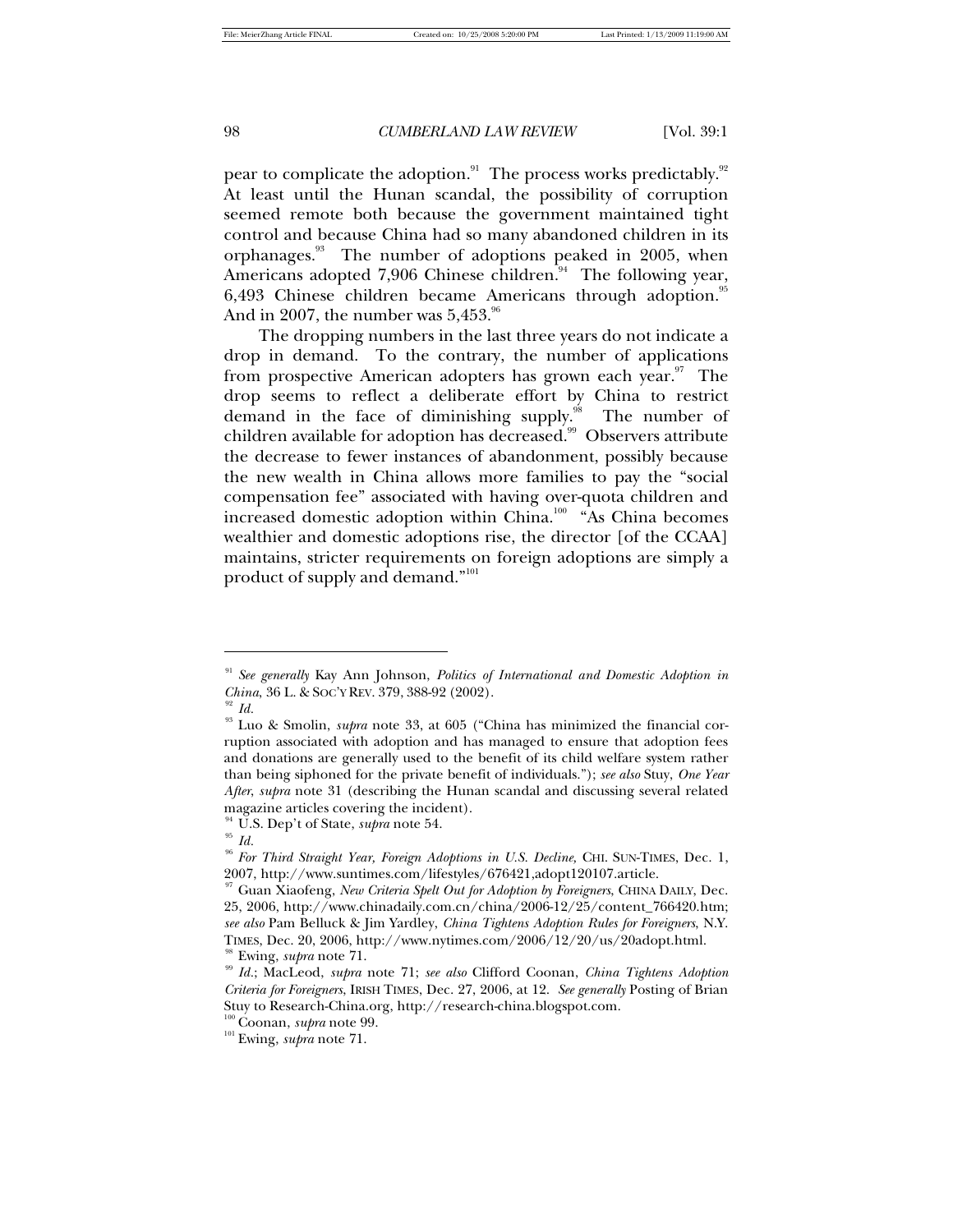pear to complicate the adoption.[91] The process works predictably.[92] At least until the Hunan scandal, the possibility of corruption seemed remote both because the government maintained tight control and because China had so many abandoned children in its orphanages.[93] The number of adoptions peaked in 2005, when Americans adopted 7,906 Chinese children.[94] The following year, 6,493 Chinese children became Americans through adoption.[95] And in 2007, the number was 5,453.[96]

The dropping numbers in the last three years do not indicate a drop in demand. To the contrary, the number of applications from prospective American adopters has grown each year.[97] The drop seems to reflect a deliberate effort by China to restrict demand in the face of diminishing supply.[98] The number of children available for adoption has decreased.[99] Observers attribute the decrease to fewer instances of abandonment, possibly because the new wealth in China allows more families to pay the "social compensation fee" associated with having over-quota children and increased domestic adoption within China.[100] "As China becomes wealthier and domestic adoptions rise, the director [of the CCAA] maintains, stricter requirements on foreign adoptions are simply a product of supply and demand."[101]

---

[91] *See generally* Kay Ann Johnson, *Politics of International and Domestic Adoption in China*, 36 L. & SOC'Y REV. 379, 388-92 (2002).

[92] *Id.*

[93] Luo & Smolin, *supra* note 33, at 605 ("China has minimized the financial corruption associated with adoption and has managed to ensure that adoption fees and donations are generally used to the benefit of its child welfare system rather than being siphoned for the private benefit of individuals."); *see also* Stuy, *One Year After*, *supra* note 31 (describing the Hunan scandal and discussing several related magazine articles covering the incident).

[94] U.S. Dep't of State, *supra* note 54.

[95] *Id.*

[96] *For Third Straight Year, Foreign Adoptions in U.S. Decline,* CHI. SUN-TIMES, Dec. 1, 2007, http://www.suntimes.com/lifestyles/676421,adopt120107.article.

[97] Guan Xiaofeng, *New Criteria Spelt Out for Adoption by Foreigners*, CHINA DAILY, Dec. 25, 2006, http://www.chinadaily.com.cn/china/2006-12/25/content_766420.htm; *see also* Pam Belluck & Jim Yardley, *China Tightens Adoption Rules for Foreigners*, N.Y. TIMES, Dec. 20, 2006, http://www.nytimes.com/2006/12/20/us/20adopt.html.

[98] Ewing, *supra* note 71.

[99] *Id.*; MacLeod, *supra* note 71; *see also* Clifford Coonan, *China Tightens Adoption Criteria for Foreigners*, IRISH TIMES, Dec. 27, 2006, at 12. *See generally* Posting of Brian Stuy to Research-China.org, http://research-china.blogspot.com.

[100] Coonan, *supra* note 99.

[101] Ewing, *supra* note 71.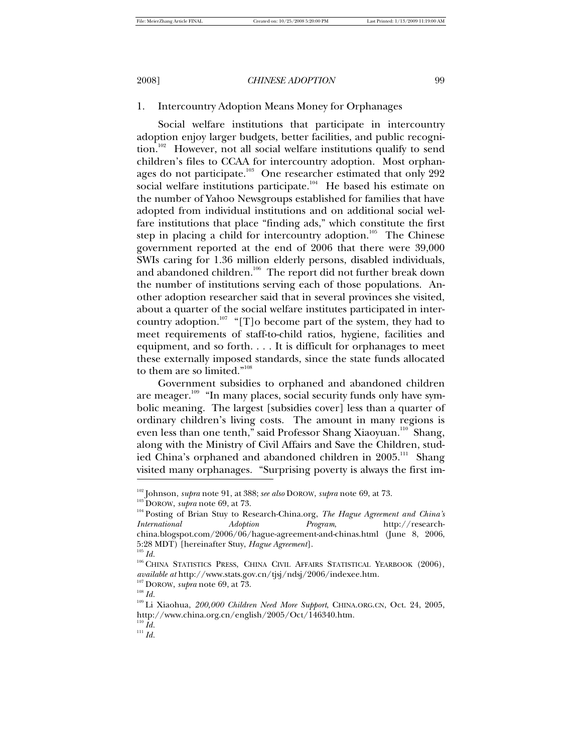### 1. Intercountry Adoption Means Money for Orphanages

Social welfare institutions that participate in intercountry adoption enjoy larger budgets, better facilities, and public recognition.[102] However, not all social welfare institutions qualify to send children's files to CCAA for intercountry adoption. Most orphanages do not participate.[103] One researcher estimated that only 292 social welfare institutions participate.[104] He based his estimate on the number of Yahoo Newsgroups established for families that have adopted from individual institutions and on additional social welfare institutions that place "finding ads," which constitute the first step in placing a child for intercountry adoption.[105] The Chinese government reported at the end of 2006 that there were 39,000 SWIs caring for 1.36 million elderly persons, disabled individuals, and abandoned children.[106] The report did not further break down the number of institutions serving each of those populations. Another adoption researcher said that in several provinces she visited, about a quarter of the social welfare institutes participated in intercountry adoption.[107] "[T]o become part of the system, they had to meet requirements of staff-to-child ratios, hygiene, facilities and equipment, and so forth. . . . It is difficult for orphanages to meet these externally imposed standards, since the state funds allocated to them are so limited."[108]

Government subsidies to orphaned and abandoned children are meager.[109] "In many places, social security funds only have symbolic meaning. The largest [subsidies cover] less than a quarter of ordinary children's living costs. The amount in many regions is even less than one tenth," said Professor Shang Xiaoyuan.[110] Shang, along with the Ministry of Civil Affairs and Save the Children, studied China's orphaned and abandoned children in 2005.[111] Shang visited many orphanages. "Surprising poverty is always the first im-

---

[102] Johnson, *supra* note 91, at 388; *see also* DOROW, *supra* note 69, at 73.

[103] DOROW, *supra* note 69, at 73.

[104] Posting of Brian Stuy to Research-China.org, *The Hague Agreement and China's International Adoption Program*, http://research-china.blogspot.com/2006/06/hague-agreement-and-chinas.html (June 8, 2006, 5:28 MDT) [hereinafter Stuy, *Hague Agreement*].

[105] *Id.*

[106] CHINA STATISTICS PRESS, CHINA CIVIL AFFAIRS STATISTICAL YEARBOOK (2006), *available at* http://www.stats.gov.cn/tjsj/ndsj/2006/indexee.htm.

[107] DOROW, *supra* note 69, at 73.

[108] *Id.*

[109] Li Xiaohua, *200,000 Children Need More Support*, CHINA.ORG.CN, Oct. 24, 2005, http://www.china.org.cn/english/2005/Oct/146340.htm.

[110] *Id.*

[111] *Id.*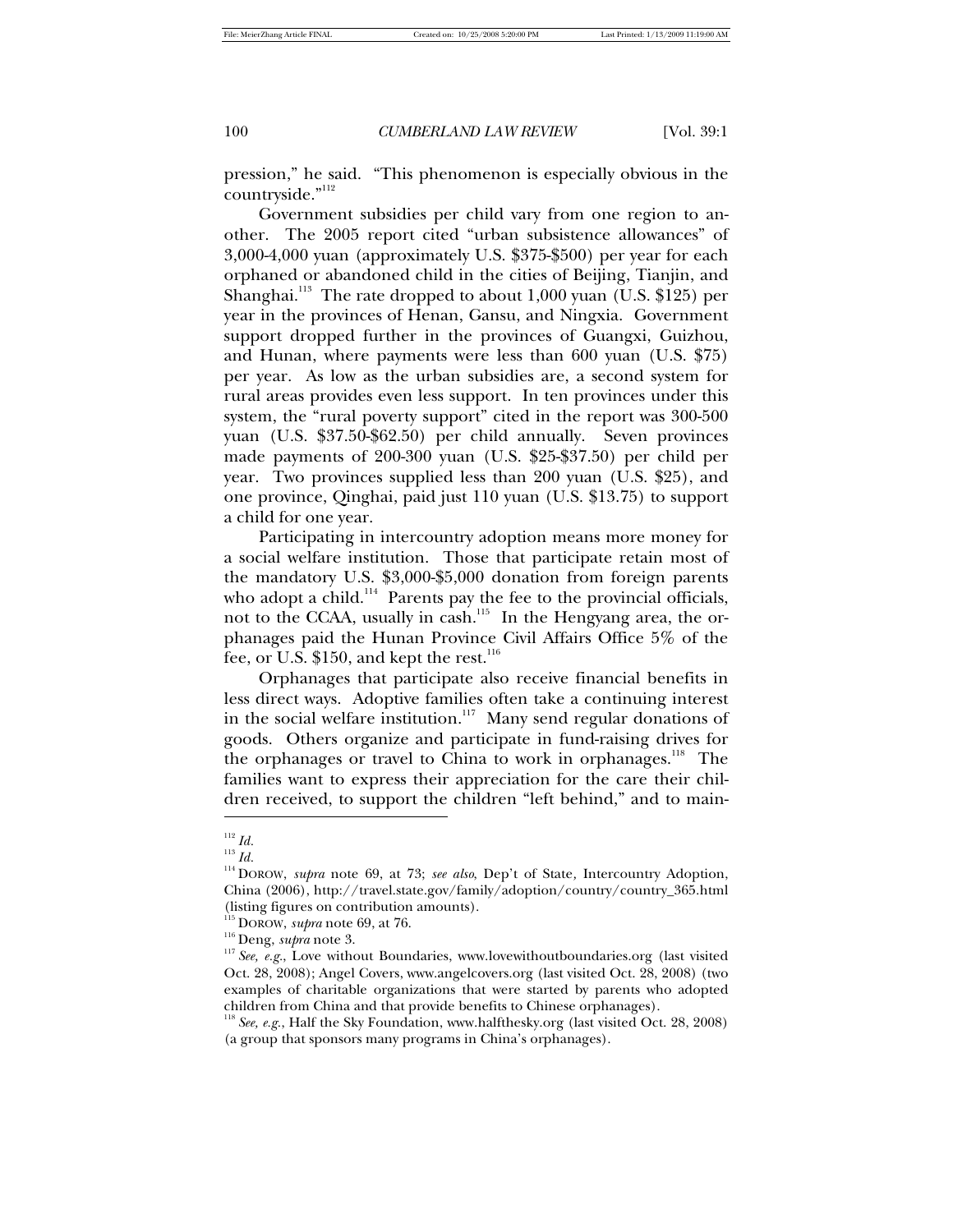pression," he said. "This phenomenon is especially obvious in the countryside."[112]

Government subsidies per child vary from one region to another. The 2005 report cited "urban subsistence allowances" of 3,000-4,000 yuan (approximately U.S. $375-$500) per year for each orphaned or abandoned child in the cities of Beijing, Tianjin, and Shanghai.[113] The rate dropped to about 1,000 yuan (U.S. $125) per year in the provinces of Henan, Gansu, and Ningxia. Government support dropped further in the provinces of Guangxi, Guizhou, and Hunan, where payments were less than 600 yuan (U.S. $75) per year. As low as the urban subsidies are, a second system for rural areas provides even less support. In ten provinces under this system, the "rural poverty support" cited in the report was 300-500 yuan (U.S. $37.50-$62.50) per child annually. Seven provinces made payments of 200-300 yuan (U.S. $25-$37.50) per child per year. Two provinces supplied less than 200 yuan (U.S. $25), and one province, Qinghai, paid just 110 yuan (U.S. $13.75) to support a child for one year.

Participating in intercountry adoption means more money for a social welfare institution. Those that participate retain most of the mandatory U.S. $3,000-$5,000 donation from foreign parents who adopt a child.[114] Parents pay the fee to the provincial officials, not to the CCAA, usually in cash.[115] In the Hengyang area, the orphanages paid the Hunan Province Civil Affairs Office 5% of the fee, or U.S. $150, and kept the rest.[116]

Orphanages that participate also receive financial benefits in less direct ways. Adoptive families often take a continuing interest in the social welfare institution.[117] Many send regular donations of goods. Others organize and participate in fund-raising drives for the orphanages or travel to China to work in orphanages.[118] The families want to express their appreciation for the care their children received, to support the children "left behind," and to main-

---

[112] *Id.*

[113] *Id.*

[114] DOROW, *supra* note 69, at 73; *see also*, Dep't of State, Intercountry Adoption, China (2006), http://travel.state.gov/family/adoption/country/country_365.html (listing figures on contribution amounts).

[115] DOROW, *supra* note 69, at 76.

[116] Deng, *supra* note 3.

[117] *See, e.g.*, Love without Boundaries, www.lovewithoutboundaries.org (last visited Oct. 28, 2008); Angel Covers, www.angelcovers.org (last visited Oct. 28, 2008) (two examples of charitable organizations that were started by parents who adopted children from China and that provide benefits to Chinese orphanages).

[118] *See, e.g.*, Half the Sky Foundation, www.halfthesky.org (last visited Oct. 28, 2008) (a group that sponsors many programs in China's orphanages).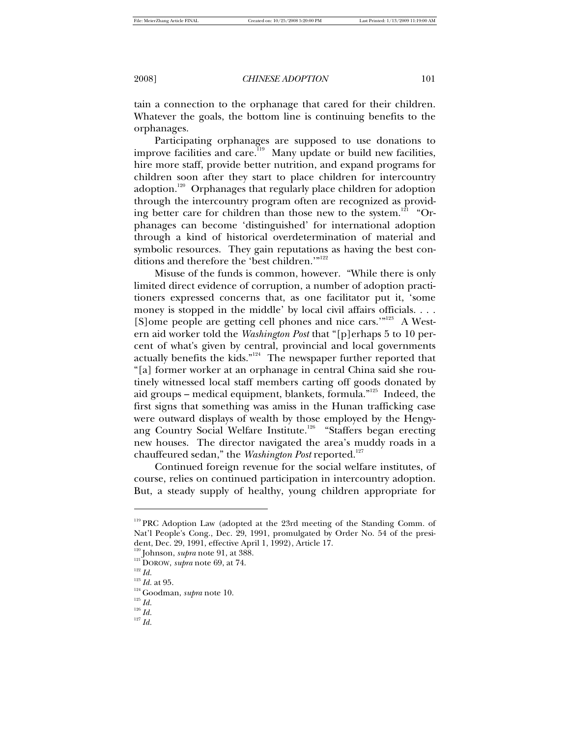tain a connection to the orphanage that cared for their children. Whatever the goals, the bottom line is continuing benefits to the orphanages.

Participating orphanages are supposed to use donations to improve facilities and care.[119] Many update or build new facilities, hire more staff, provide better nutrition, and expand programs for children soon after they start to place children for intercountry adoption.[120] Orphanages that regularly place children for adoption through the intercountry program often are recognized as providing better care for children than those new to the system.[121] "Orphanages can become 'distinguished' for international adoption through a kind of historical overdetermination of material and symbolic resources. They gain reputations as having the best conditions and therefore the 'best children.'"[122]

Misuse of the funds is common, however. "While there is only limited direct evidence of corruption, a number of adoption practitioners expressed concerns that, as one facilitator put it, 'some money is stopped in the middle' by local civil affairs officials. . . . [S]ome people are getting cell phones and nice cars.'"[123] A Western aid worker told the *Washington Post* that "[p]erhaps 5 to 10 percent of what's given by central, provincial and local governments actually benefits the kids."[124] The newspaper further reported that "[a] former worker at an orphanage in central China said she routinely witnessed local staff members carting off goods donated by aid groups – medical equipment, blankets, formula."[125] Indeed, the first signs that something was amiss in the Hunan trafficking case were outward displays of wealth by those employed by the Hengyang Country Social Welfare Institute.[126] "Staffers began erecting new houses. The director navigated the area's muddy roads in a chauffeured sedan," the *Washington Post* reported.[127]

Continued foreign revenue for the social welfare institutes, of course, relies on continued participation in intercountry adoption. But, a steady supply of healthy, young children appropriate for

---

[119] PRC Adoption Law (adopted at the 23rd meeting of the Standing Comm. of Nat'l People's Cong., Dec. 29, 1991, promulgated by Order No. 54 of the president, Dec. 29, 1991, effective April 1, 1992), Article 17.

[120] Johnson, *supra* note 91, at 388.

[121] DOROW, *supra* note 69, at 74.

[122] *Id.*

[123] *Id.* at 95.

[124] Goodman, *supra* note 10.

[125] *Id.*

[126] *Id.*

[127] *Id.*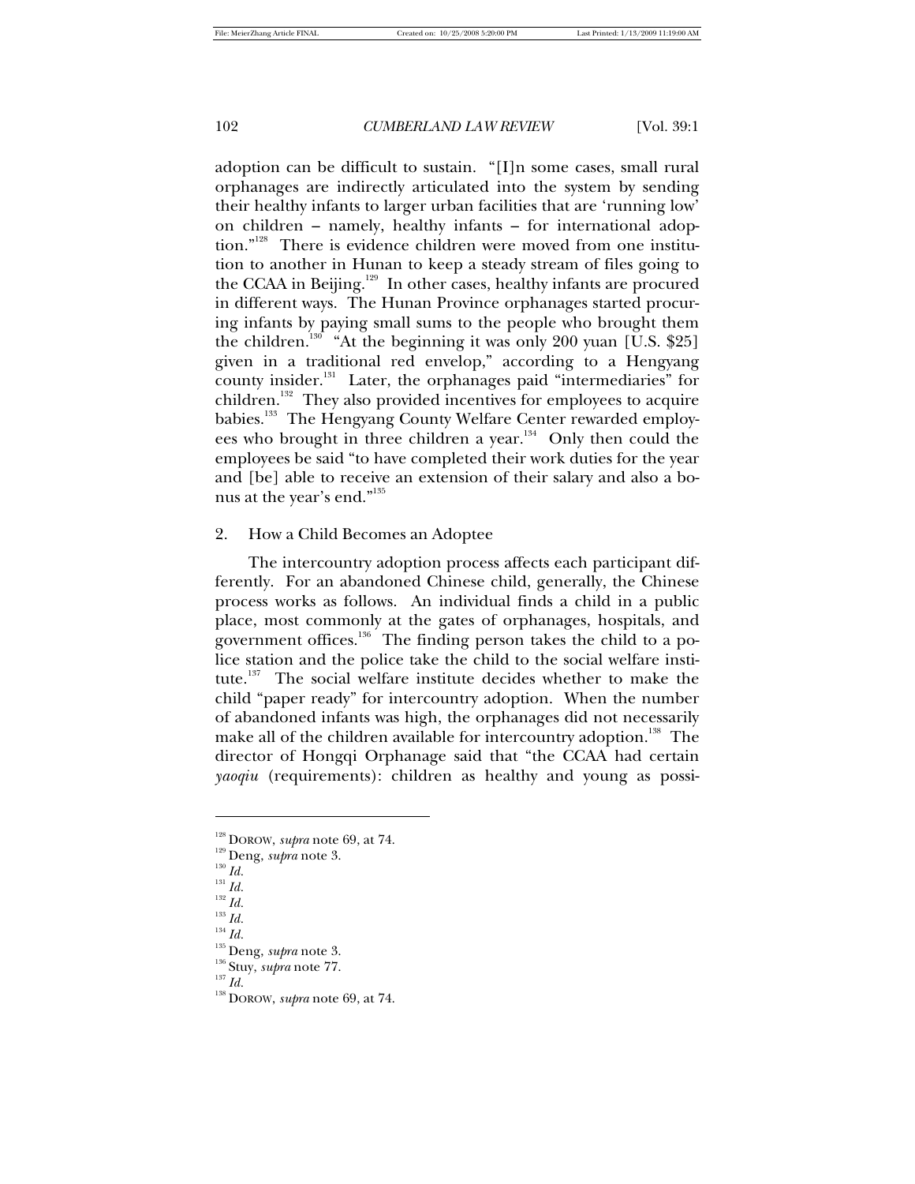adoption can be difficult to sustain. "[I]n some cases, small rural orphanages are indirectly articulated into the system by sending their healthy infants to larger urban facilities that are 'running low' on children – namely, healthy infants – for international adoption."[128] There is evidence children were moved from one institution to another in Hunan to keep a steady stream of files going to the CCAA in Beijing.[129] In other cases, healthy infants are procured in different ways. The Hunan Province orphanages started procuring infants by paying small sums to the people who brought them the children.[130] "At the beginning it was only 200 yuan [U.S. $25] given in a traditional red envelop," according to a Hengyang county insider.[131] Later, the orphanages paid "intermediaries" for children.[132] They also provided incentives for employees to acquire babies.[133] The Hengyang County Welfare Center rewarded employees who brought in three children a year.[134] Only then could the employees be said "to have completed their work duties for the year and [be] able to receive an extension of their salary and also a bonus at the year's end."[135]

2. How a Child Becomes an Adoptee

The intercountry adoption process affects each participant differently. For an abandoned Chinese child, generally, the Chinese process works as follows. An individual finds a child in a public place, most commonly at the gates of orphanages, hospitals, and government offices.[136] The finding person takes the child to a police station and the police take the child to the social welfare institute.[137] The social welfare institute decides whether to make the child "paper ready" for intercountry adoption. When the number of abandoned infants was high, the orphanages did not necessarily make all of the children available for intercountry adoption.[138] The director of Hongqi Orphanage said that "the CCAA had certain *yaoqiu* (requirements): children as healthy and young as possi-

---

[128] DOROW, *supra* note 69, at 74.
[129] Deng, *supra* note 3.
[130] *Id.*
[131] *Id.*
[132] *Id.*
[133] *Id.*
[134] *Id.*
[135] Deng, *supra* note 3.
[136] Stuy, *supra* note 77.
[137] *Id.*
[138] DOROW, *supra* note 69, at 74.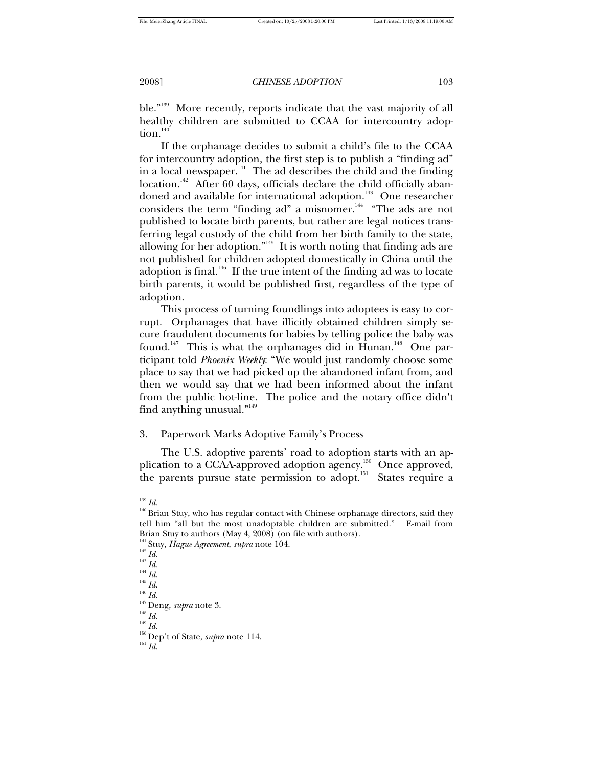ble."[139] More recently, reports indicate that the vast majority of all healthy children are submitted to CCAA for intercountry adoption.[140]

If the orphanage decides to submit a child's file to the CCAA for intercountry adoption, the first step is to publish a "finding ad" in a local newspaper.[141] The ad describes the child and the finding location.[142] After 60 days, officials declare the child officially abandoned and available for international adoption.[143] One researcher considers the term "finding ad" a misnomer.[144] "The ads are not published to locate birth parents, but rather are legal notices transferring legal custody of the child from her birth family to the state, allowing for her adoption."[145] It is worth noting that finding ads are not published for children adopted domestically in China until the adoption is final.[146] If the true intent of the finding ad was to locate birth parents, it would be published first, regardless of the type of adoption.

This process of turning foundlings into adoptees is easy to corrupt. Orphanages that have illicitly obtained children simply secure fraudulent documents for babies by telling police the baby was found.[147] This is what the orphanages did in Hunan.[148] One participant told *Phoenix Weekly*: "We would just randomly choose some place to say that we had picked up the abandoned infant from, and then we would say that we had been informed about the infant from the public hot-line. The police and the notary office didn't find anything unusual."[149]

### 3. Paperwork Marks Adoptive Family's Process

The U.S. adoptive parents' road to adoption starts with an application to a CCAA-approved adoption agency.[150] Once approved, the parents pursue state permission to adopt.[151] States require a

---

[139] *Id.*

[140] Brian Stuy, who has regular contact with Chinese orphanage directors, said they tell him "all but the most unadoptable children are submitted." E-mail from Brian Stuy to authors (May 4, 2008) (on file with authors).

[141] Stuy, *Hague Agreement*, *supra* note 104.

[142] *Id.*

[143] *Id.*

[144] *Id.*

[145] *Id.*

[146] *Id.*

[147] Deng, *supra* note 3.

[148] *Id.*

[149] *Id.*

[150] Dep't of State, *supra* note 114.

[151] *Id.*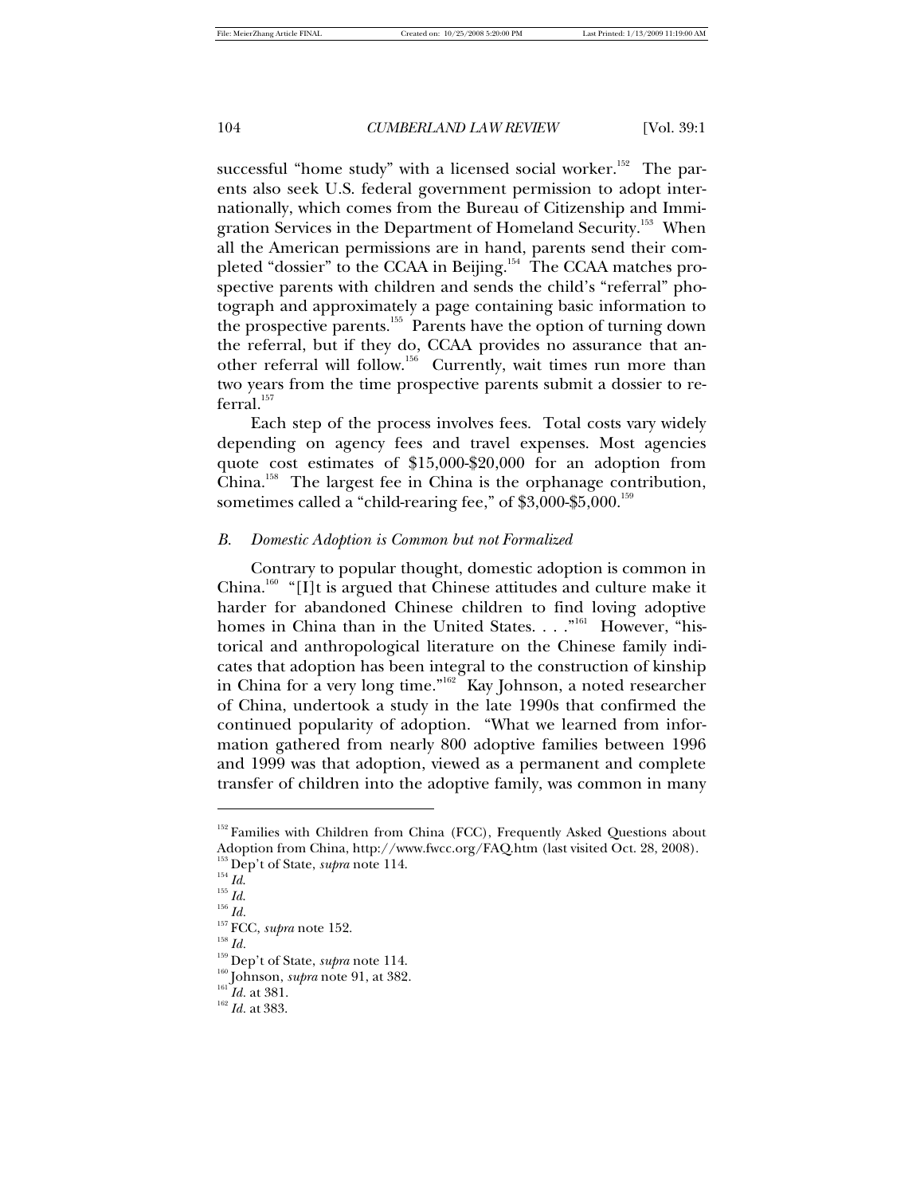successful "home study" with a licensed social worker.[152] The parents also seek U.S. federal government permission to adopt internationally, which comes from the Bureau of Citizenship and Immigration Services in the Department of Homeland Security.[153] When all the American permissions are in hand, parents send their completed "dossier" to the CCAA in Beijing.[154] The CCAA matches prospective parents with children and sends the child's "referral" photograph and approximately a page containing basic information to the prospective parents.[155] Parents have the option of turning down the referral, but if they do, CCAA provides no assurance that another referral will follow.[156] Currently, wait times run more than two years from the time prospective parents submit a dossier to referral.[157]

Each step of the process involves fees. Total costs vary widely depending on agency fees and travel expenses. Most agencies quote cost estimates of $15,000-$20,000 for an adoption from China.[158] The largest fee in China is the orphanage contribution, sometimes called a "child-rearing fee," of $3,000-$5,000.[159]

### *B. Domestic Adoption is Common but not Formalized*

Contrary to popular thought, domestic adoption is common in China.[160] "[I]t is argued that Chinese attitudes and culture make it harder for abandoned Chinese children to find loving adoptive homes in China than in the United States. . . ."[161] However, "historical and anthropological literature on the Chinese family indicates that adoption has been integral to the construction of kinship in China for a very long time."[162] Kay Johnson, a noted researcher of China, undertook a study in the late 1990s that confirmed the continued popularity of adoption. "What we learned from information gathered from nearly 800 adoptive families between 1996 and 1999 was that adoption, viewed as a permanent and complete transfer of children into the adoptive family, was common in many

---

[152] Families with Children from China (FCC), Frequently Asked Questions about Adoption from China, http://www.fwcc.org/FAQ.htm (last visited Oct. 28, 2008).

[153] Dep't of State, *supra* note 114.

[154] *Id.*

[155] *Id.*

[156] *Id.*

[157] FCC, *supra* note 152.

[158] *Id.*

[159] Dep't of State, *supra* note 114.

[160] Johnson, *supra* note 91, at 382.

[161] *Id.* at 381.

[162] *Id.* at 383.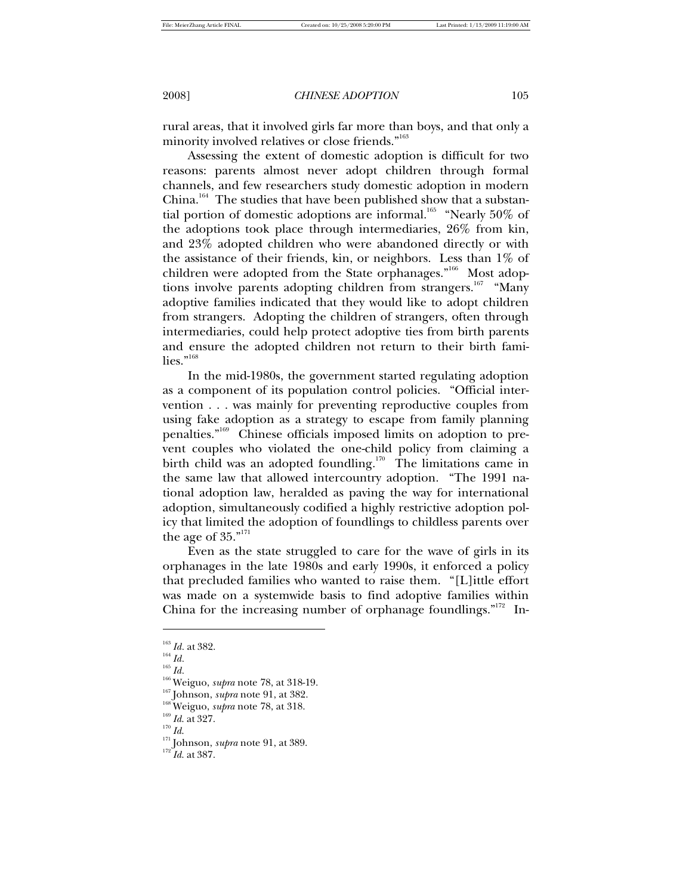rural areas, that it involved girls far more than boys, and that only a minority involved relatives or close friends."[163]

Assessing the extent of domestic adoption is difficult for two reasons: parents almost never adopt children through formal channels, and few researchers study domestic adoption in modern China.[164] The studies that have been published show that a substantial portion of domestic adoptions are informal.[165] "Nearly 50% of the adoptions took place through intermediaries, 26% from kin, and 23% adopted children who were abandoned directly or with the assistance of their friends, kin, or neighbors. Less than 1% of children were adopted from the State orphanages."[166] Most adoptions involve parents adopting children from strangers.[167] "Many adoptive families indicated that they would like to adopt children from strangers. Adopting the children of strangers, often through intermediaries, could help protect adoptive ties from birth parents and ensure the adopted children not return to their birth families."[168]

In the mid-1980s, the government started regulating adoption as a component of its population control policies. "Official intervention . . . was mainly for preventing reproductive couples from using fake adoption as a strategy to escape from family planning penalties."[169] Chinese officials imposed limits on adoption to prevent couples who violated the one-child policy from claiming a birth child was an adopted foundling.[170] The limitations came in the same law that allowed intercountry adoption. "The 1991 national adoption law, heralded as paving the way for international adoption, simultaneously codified a highly restrictive adoption policy that limited the adoption of foundlings to childless parents over the age of 35."[171]

Even as the state struggled to care for the wave of girls in its orphanages in the late 1980s and early 1990s, it enforced a policy that precluded families who wanted to raise them. "[L]ittle effort was made on a systemwide basis to find adoptive families within China for the increasing number of orphanage foundlings."[172] In-

---

[163] *Id.* at 382.
[164] *Id.*
[165] *Id.*
[166] Weiguo, *supra* note 78, at 318-19.
[167] Johnson, *supra* note 91, at 382.
[168] Weiguo, *supra* note 78, at 318.
[169] *Id.* at 327.
[170] *Id.*
[171] Johnson, *supra* note 91, at 389.
[172] *Id.* at 387.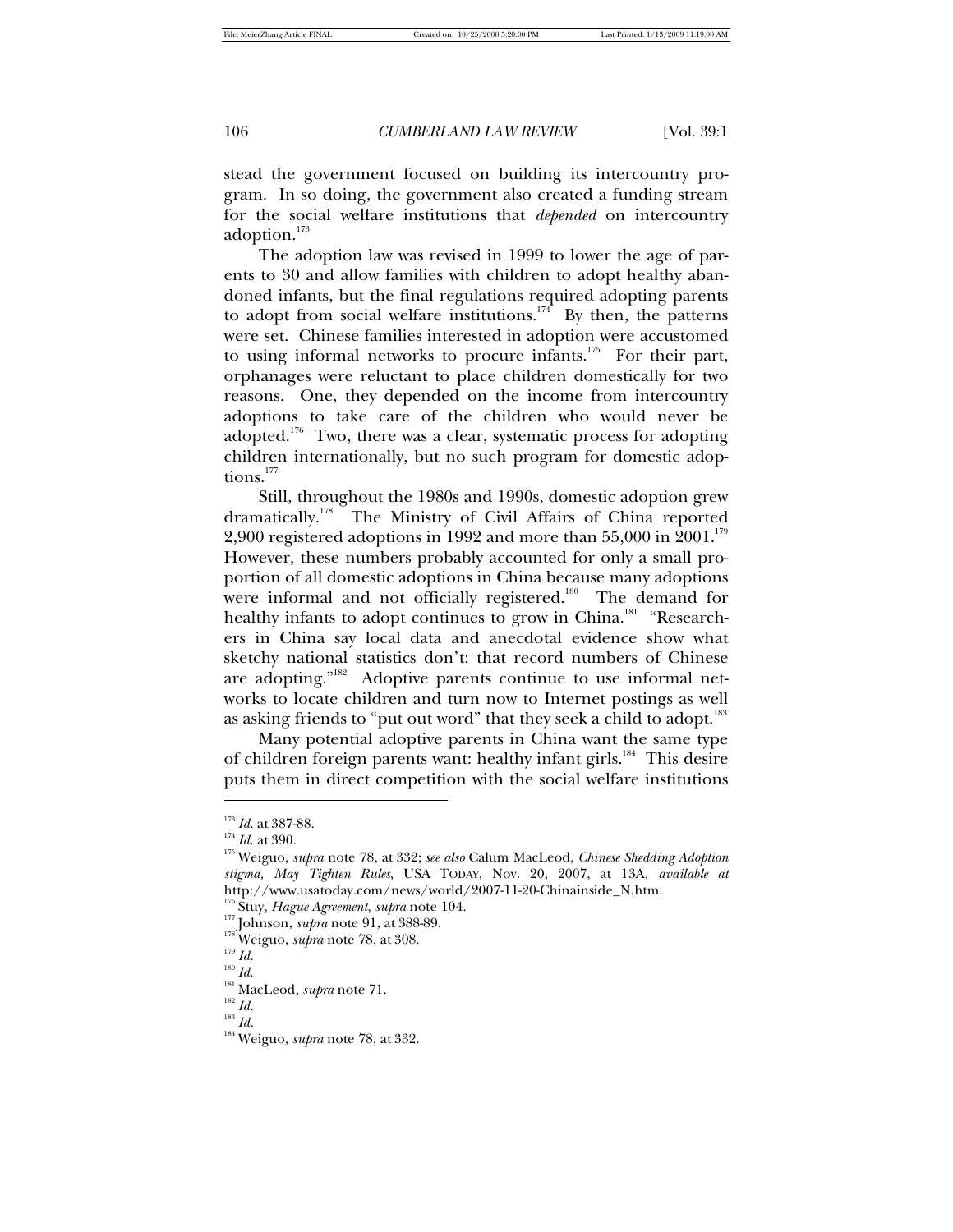stead the government focused on building its intercountry program. In so doing, the government also created a funding stream for the social welfare institutions that *depended* on intercountry adoption.[173]

The adoption law was revised in 1999 to lower the age of parents to 30 and allow families with children to adopt healthy abandoned infants, but the final regulations required adopting parents to adopt from social welfare institutions.[174] By then, the patterns were set. Chinese families interested in adoption were accustomed to using informal networks to procure infants.[175] For their part, orphanages were reluctant to place children domestically for two reasons. One, they depended on the income from intercountry adoptions to take care of the children who would never be adopted.[176] Two, there was a clear, systematic process for adopting children internationally, but no such program for domestic adoptions.[177]

Still, throughout the 1980s and 1990s, domestic adoption grew dramatically.[178] The Ministry of Civil Affairs of China reported 2,900 registered adoptions in 1992 and more than 55,000 in 2001.[179] However, these numbers probably accounted for only a small proportion of all domestic adoptions in China because many adoptions were informal and not officially registered.[180] The demand for healthy infants to adopt continues to grow in China.[181] "Researchers in China say local data and anecdotal evidence show what sketchy national statistics don't: that record numbers of Chinese are adopting."[182] Adoptive parents continue to use informal networks to locate children and turn now to Internet postings as well as asking friends to "put out word" that they seek a child to adopt.[183]

Many potential adoptive parents in China want the same type of children foreign parents want: healthy infant girls.[184] This desire puts them in direct competition with the social welfare institutions

---

[173] *Id.* at 387-88.

[174] *Id.* at 390.

[175] Weiguo, *supra* note 78, at 332; *see also* Calum MacLeod, *Chinese Shedding Adoption stigma, May Tighten Rules*, USA TODAY, Nov. 20, 2007, at 13A, *available at* http://www.usatoday.com/news/world/2007-11-20-Chinainside_N.htm.

[176] Stuy, *Hague Agreement*, *supra* note 104.

[177] Johnson, *supra* note 91, at 388-89.

[178] Weiguo, *supra* note 78, at 308.

[179] *Id.*

[180] *Id.*

[181] MacLeod, *supra* note 71.

[182] *Id.*

[183] *Id.*

[184] Weiguo, *supra* note 78, at 332.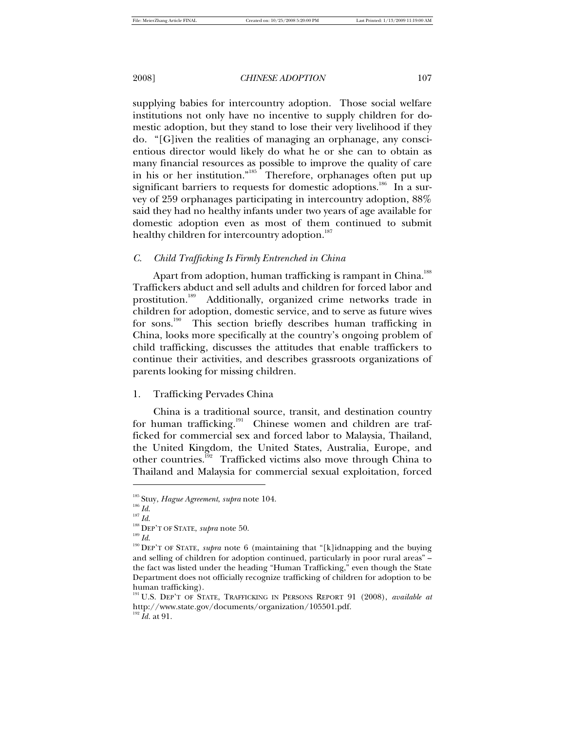supplying babies for intercountry adoption. Those social welfare institutions not only have no incentive to supply children for domestic adoption, but they stand to lose their very livelihood if they do. "[G]iven the realities of managing an orphanage, any conscientious director would likely do what he or she can to obtain as many financial resources as possible to improve the quality of care in his or her institution."[185] Therefore, orphanages often put up significant barriers to requests for domestic adoptions.[186] In a survey of 259 orphanages participating in intercountry adoption, 88% said they had no healthy infants under two years of age available for domestic adoption even as most of them continued to submit healthy children for intercountry adoption.[187]

### *C. Child Trafficking Is Firmly Entrenched in China*

Apart from adoption, human trafficking is rampant in China.[188] Traffickers abduct and sell adults and children for forced labor and prostitution.[189] Additionally, organized crime networks trade in children for adoption, domestic service, and to serve as future wives for sons.[190] This section briefly describes human trafficking in China, looks more specifically at the country's ongoing problem of child trafficking, discusses the attitudes that enable traffickers to continue their activities, and describes grassroots organizations of parents looking for missing children.

#### 1. Trafficking Pervades China

China is a traditional source, transit, and destination country for human trafficking.[191] Chinese women and children are trafficked for commercial sex and forced labor to Malaysia, Thailand, the United Kingdom, the United States, Australia, Europe, and other countries.[192] Trafficked victims also move through China to Thailand and Malaysia for commercial sexual exploitation, forced

---

[185] Stuy, *Hague Agreement*, *supra* note 104.

[186] *Id.*

[187] *Id.*

[188] DEP'T OF STATE, *supra* note 50.

[189] *Id.*

[190] DEP'T OF STATE, *supra* note 6 (maintaining that "[k]idnapping and the buying and selling of children for adoption continued, particularly in poor rural areas" – the fact was listed under the heading "Human Trafficking," even though the State Department does not officially recognize trafficking of children for adoption to be human trafficking).

[191] U.S. DEP'T OF STATE, TRAFFICKING IN PERSONS REPORT 91 (2008), *available at* http://www.state.gov/documents/organization/105501.pdf.

[192] *Id.* at 91.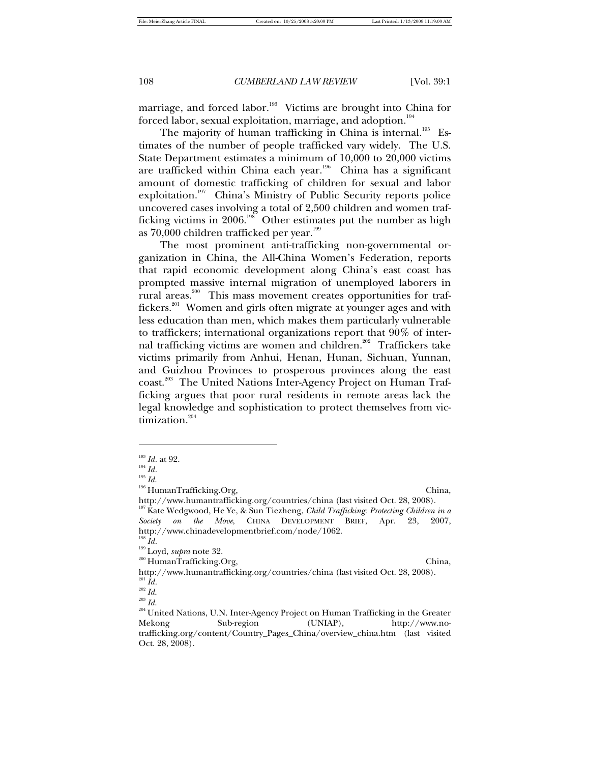marriage, and forced labor.[193] Victims are brought into China for forced labor, sexual exploitation, marriage, and adoption.[194]

The majority of human trafficking in China is internal.[195] Estimates of the number of people trafficked vary widely. The U.S. State Department estimates a minimum of 10,000 to 20,000 victims are trafficked within China each year.[196] China has a significant amount of domestic trafficking of children for sexual and labor exploitation.[197] China's Ministry of Public Security reports police uncovered cases involving a total of 2,500 children and women trafficking victims in 2006.[198] Other estimates put the number as high as 70,000 children trafficked per year.[199]

The most prominent anti-trafficking non-governmental organization in China, the All-China Women's Federation, reports that rapid economic development along China's east coast has prompted massive internal migration of unemployed laborers in rural areas.[200] This mass movement creates opportunities for traffickers.[201] Women and girls often migrate at younger ages and with less education than men, which makes them particularly vulnerable to traffickers; international organizations report that 90% of internal trafficking victims are women and children.[202] Traffickers take victims primarily from Anhui, Henan, Hunan, Sichuan, Yunnan, and Guizhou Provinces to prosperous provinces along the east coast.[203] The United Nations Inter-Agency Project on Human Trafficking argues that poor rural residents in remote areas lack the legal knowledge and sophistication to protect themselves from victimization.[204]

---

[193] *Id.* at 92.

[194] *Id.*

[195] *Id.*

[196] HumanTrafficking.Org, China, http://www.humantrafficking.org/countries/china (last visited Oct. 28, 2008).

[197] Kate Wedgwood, He Ye, & Sun Tiezheng, *Child Trafficking: Protecting Children in a Society on the Move*, CHINA DEVELOPMENT BRIEF, Apr. 23, 2007, http://www.chinadevelopmentbrief.com/node/1062.

[198] *Id.*

[199] Loyd, *supra* note 32.

[200] HumanTrafficking.Org, China, http://www.humantrafficking.org/countries/china (last visited Oct. 28, 2008).

[201] *Id.*

[202] *Id.*

[203] *Id.*

[204] United Nations, U.N. Inter-Agency Project on Human Trafficking in the Greater Mekong Sub-region (UNIAP), http://www.no-trafficking.org/content/Country_Pages_China/overview_china.htm (last visited Oct. 28, 2008).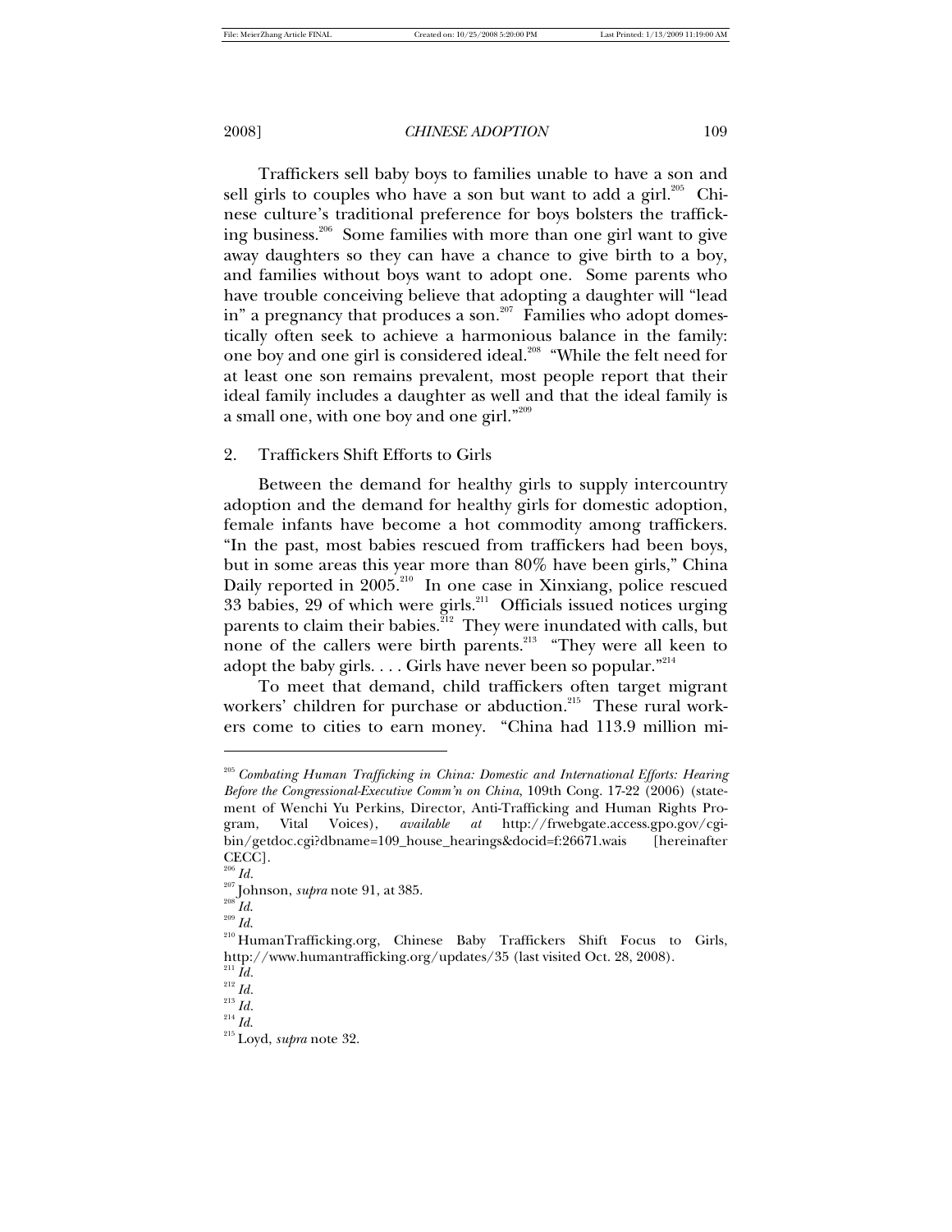Traffickers sell baby boys to families unable to have a son and sell girls to couples who have a son but want to add a girl.[205] Chinese culture's traditional preference for boys bolsters the trafficking business.[206] Some families with more than one girl want to give away daughters so they can have a chance to give birth to a boy, and families without boys want to adopt one. Some parents who have trouble conceiving believe that adopting a daughter will "lead in" a pregnancy that produces a son.[207] Families who adopt domestically often seek to achieve a harmonious balance in the family: one boy and one girl is considered ideal.[208] "While the felt need for at least one son remains prevalent, most people report that their ideal family includes a daughter as well and that the ideal family is a small one, with one boy and one girl."[209]

## 2. Traffickers Shift Efforts to Girls

Between the demand for healthy girls to supply intercountry adoption and the demand for healthy girls for domestic adoption, female infants have become a hot commodity among traffickers. "In the past, most babies rescued from traffickers had been boys, but in some areas this year more than 80% have been girls," China Daily reported in 2005.[210] In one case in Xinxiang, police rescued 33 babies, 29 of which were girls.[211] Officials issued notices urging parents to claim their babies.[212] They were inundated with calls, but none of the callers were birth parents.[213] "They were all keen to adopt the baby girls. . . . Girls have never been so popular."[214]

To meet that demand, child traffickers often target migrant workers' children for purchase or abduction.[215] These rural workers come to cities to earn money. "China had 113.9 million mi-

---

[205] *Combating Human Trafficking in China: Domestic and International Efforts: Hearing Before the Congressional-Executive Comm'n on China*, 109th Cong. 17-22 (2006) (statement of Wenchi Yu Perkins, Director, Anti-Trafficking and Human Rights Program, Vital Voices), *available at* http://frwebgate.access.gpo.gov/cgi-bin/getdoc.cgi?dbname=109_house_hearings&docid=f:26671.wais [hereinafter CECC].

[206] *Id.*

[207] Johnson, *supra* note 91, at 385.

[208] *Id.*

[209] *Id.*

[210] HumanTrafficking.org, Chinese Baby Traffickers Shift Focus to Girls, http://www.humantrafficking.org/updates/35 (last visited Oct. 28, 2008).

[211] *Id.*

[212] *Id.*

[213] *Id.*

[214] *Id.*

[215] Loyd, *supra* note 32.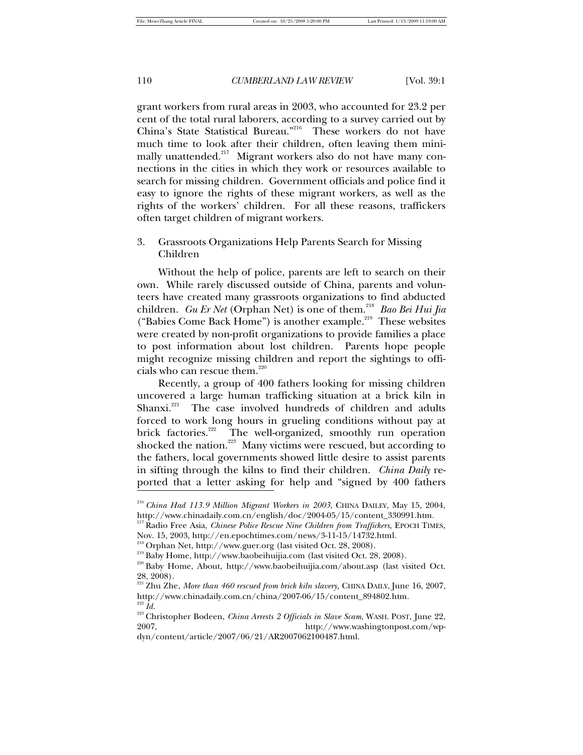grant workers from rural areas in 2003, who accounted for 23.2 per cent of the total rural laborers, according to a survey carried out by China's State Statistical Bureau."[216] These workers do not have much time to look after their children, often leaving them minimally unattended.[217] Migrant workers also do not have many connections in the cities in which they work or resources available to search for missing children. Government officials and police find it easy to ignore the rights of these migrant workers, as well as the rights of the workers' children. For all these reasons, traffickers often target children of migrant workers.

### 3. Grassroots Organizations Help Parents Search for Missing Children

Without the help of police, parents are left to search on their own. While rarely discussed outside of China, parents and volunteers have created many grassroots organizations to find abducted children. *Gu Er Net* (Orphan Net) is one of them.[218] *Bao Bei Hui Jia* ("Babies Come Back Home") is another example.[219] These websites were created by non-profit organizations to provide families a place to post information about lost children. Parents hope people might recognize missing children and report the sightings to officials who can rescue them.[220]

Recently, a group of 400 fathers looking for missing children uncovered a large human trafficking situation at a brick kiln in Shanxi.[221] The case involved hundreds of children and adults forced to work long hours in grueling conditions without pay at brick factories.[222] The well-organized, smoothly run operation shocked the nation.[223] Many victims were rescued, but according to the fathers, local governments showed little desire to assist parents in sifting through the kilns to find their children. *China Daily* reported that a letter asking for help and "signed by 400 fathers

---

[216] *China Had 113.9 Million Migrant Workers in 2003*, CHINA DAILEY, May 15, 2004, http://www.chinadaily.com.cn/english/doc/2004-05/15/content_330991.htm.

[217] Radio Free Asia, *Chinese Police Rescue Nine Children from Traffickers*, EPOCH TIMES, Nov. 15, 2003, http://en.epochtimes.com/news/3-11-15/14732.html.

[218] Orphan Net, http://www.guer.org (last visited Oct. 28, 2008).

[219] Baby Home, http://www.baobeihuijia.com (last visited Oct. 28, 2008).

[220] Baby Home, About, http://www.baobeihuijia.com/about.asp (last visited Oct. 28, 2008).

[221] Zhu Zhe, *More than 460 rescued from brick kiln slavery*, CHINA DAILY, June 16, 2007, http://www.chinadaily.com.cn/china/2007-06/15/content_894802.htm.

[222] *Id.*

[223] Christopher Bodeen, *China Arrests 2 Officials in Slave Scam*, WASH. POST, June 22, 2007, http://www.washingtonpost.com/wp-dyn/content/article/2007/06/21/AR2007062100487.html.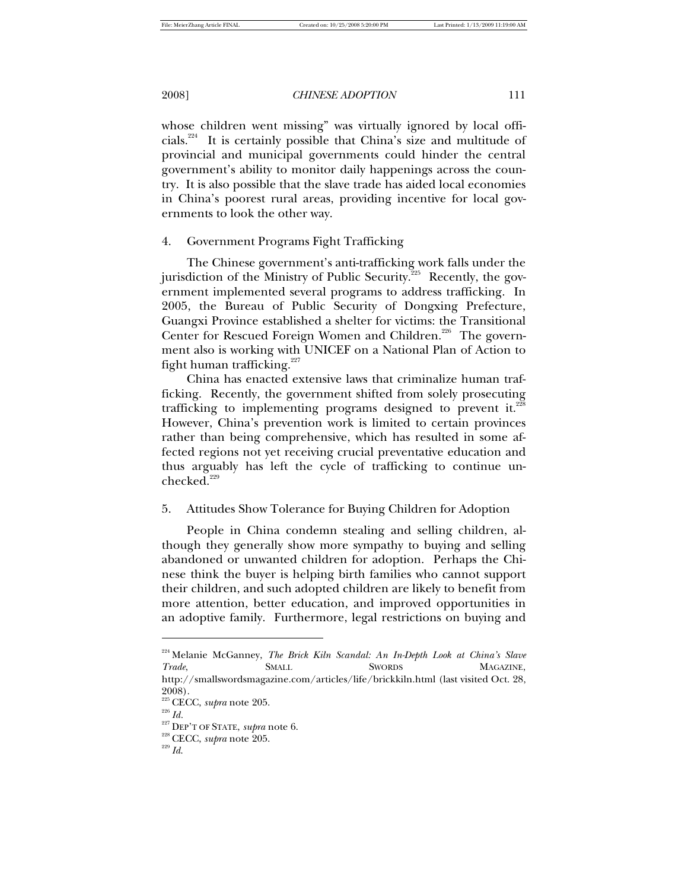whose children went missing" was virtually ignored by local officials.[224] It is certainly possible that China's size and multitude of provincial and municipal governments could hinder the central government's ability to monitor daily happenings across the country. It is also possible that the slave trade has aided local economies in China's poorest rural areas, providing incentive for local governments to look the other way.

### 4. Government Programs Fight Trafficking

The Chinese government's anti-trafficking work falls under the jurisdiction of the Ministry of Public Security.[225] Recently, the government implemented several programs to address trafficking. In 2005, the Bureau of Public Security of Dongxing Prefecture, Guangxi Province established a shelter for victims: the Transitional Center for Rescued Foreign Women and Children.[226] The government also is working with UNICEF on a National Plan of Action to fight human trafficking.[227]

China has enacted extensive laws that criminalize human trafficking. Recently, the government shifted from solely prosecuting trafficking to implementing programs designed to prevent it.[228] However, China's prevention work is limited to certain provinces rather than being comprehensive, which has resulted in some affected regions not yet receiving crucial preventative education and thus arguably has left the cycle of trafficking to continue unchecked.[229]

### 5. Attitudes Show Tolerance for Buying Children for Adoption

People in China condemn stealing and selling children, although they generally show more sympathy to buying and selling abandoned or unwanted children for adoption. Perhaps the Chinese think the buyer is helping birth families who cannot support their children, and such adopted children are likely to benefit from more attention, better education, and improved opportunities in an adoptive family. Furthermore, legal restrictions on buying and

---

[224] Melanie McGanney, *The Brick Kiln Scandal: An In-Depth Look at China's Slave Trade*, SMALL SWORDS MAGAZINE, http://smallswordsmagazine.com/articles/life/brickkiln.html (last visited Oct. 28, 2008).

[225] CECC, *supra* note 205.

[226] *Id.*

[227] DEP'T OF STATE, *supra* note 6.

[228] CECC, *supra* note 205.

[229] *Id.*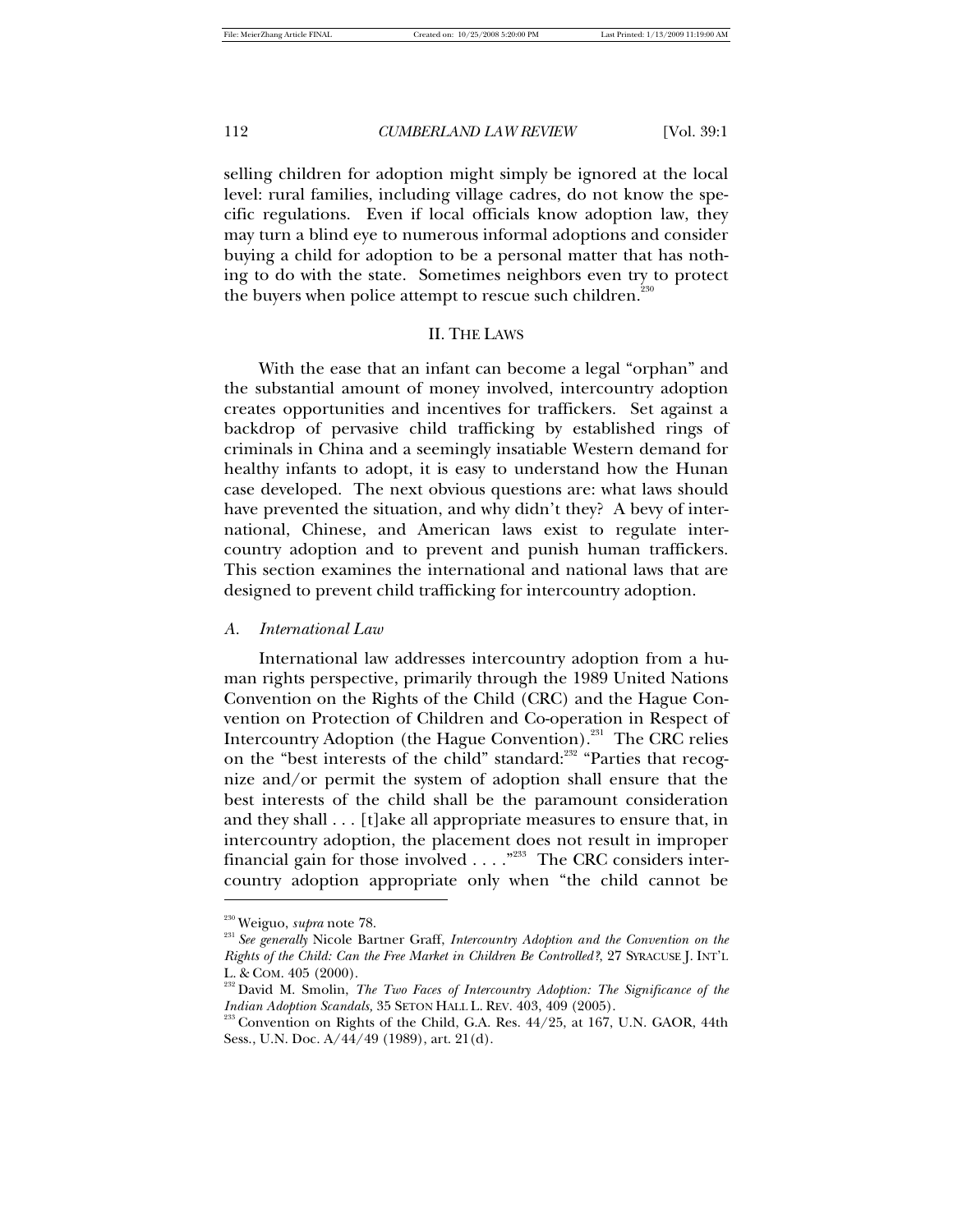selling children for adoption might simply be ignored at the local level: rural families, including village cadres, do not know the specific regulations. Even if local officials know adoption law, they may turn a blind eye to numerous informal adoptions and consider buying a child for adoption to be a personal matter that has nothing to do with the state. Sometimes neighbors even try to protect the buyers when police attempt to rescue such children.[230]

## II. THE LAWS

With the ease that an infant can become a legal "orphan" and the substantial amount of money involved, intercountry adoption creates opportunities and incentives for traffickers. Set against a backdrop of pervasive child trafficking by established rings of criminals in China and a seemingly insatiable Western demand for healthy infants to adopt, it is easy to understand how the Hunan case developed. The next obvious questions are: what laws should have prevented the situation, and why didn't they? A bevy of international, Chinese, and American laws exist to regulate intercountry adoption and to prevent and punish human traffickers. This section examines the international and national laws that are designed to prevent child trafficking for intercountry adoption.

### *A. International Law*

International law addresses intercountry adoption from a human rights perspective, primarily through the 1989 United Nations Convention on the Rights of the Child (CRC) and the Hague Convention on Protection of Children and Co-operation in Respect of Intercountry Adoption (the Hague Convention).[231] The CRC relies on the "best interests of the child" standard:[232] "Parties that recognize and/or permit the system of adoption shall ensure that the best interests of the child shall be the paramount consideration and they shall . . . [t]ake all appropriate measures to ensure that, in intercountry adoption, the placement does not result in improper financial gain for those involved . . . ."[233] The CRC considers intercountry adoption appropriate only when "the child cannot be

---

[230] Weiguo, *supra* note 78.

[231] *See generally* Nicole Bartner Graff, *Intercountry Adoption and the Convention on the Rights of the Child: Can the Free Market in Children Be Controlled?*, 27 SYRACUSE J. INT'L L. & COM. 405 (2000).

[232] David M. Smolin, *The Two Faces of Intercountry Adoption: The Significance of the Indian Adoption Scandals,* 35 SETON HALL L. REV. 403, 409 (2005).

[233] Convention on Rights of the Child, G.A. Res. 44/25, at 167, U.N. GAOR, 44th Sess., U.N. Doc. A/44/49 (1989), art. 21(d).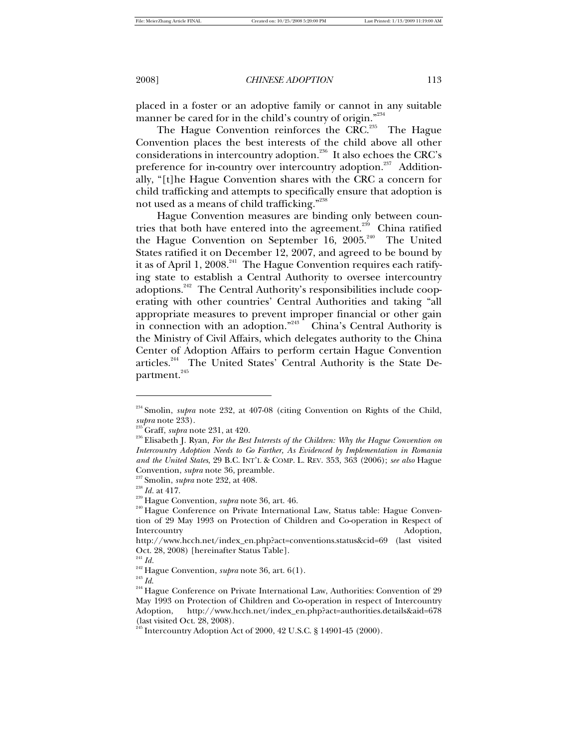placed in a foster or an adoptive family or cannot in any suitable manner be cared for in the child's country of origin."[234]

The Hague Convention reinforces the CRC.[235] The Hague Convention places the best interests of the child above all other considerations in intercountry adoption.[236] It also echoes the CRC's preference for in-country over intercountry adoption.[237] Additionally, "[t]he Hague Convention shares with the CRC a concern for child trafficking and attempts to specifically ensure that adoption is not used as a means of child trafficking."[238]

Hague Convention measures are binding only between countries that both have entered into the agreement.[239] China ratified the Hague Convention on September 16, 2005.[240] The United States ratified it on December 12, 2007, and agreed to be bound by it as of April 1, 2008.[241] The Hague Convention requires each ratifying state to establish a Central Authority to oversee intercountry adoptions.[242] The Central Authority's responsibilities include cooperating with other countries' Central Authorities and taking "all appropriate measures to prevent improper financial or other gain in connection with an adoption."[243] China's Central Authority is the Ministry of Civil Affairs, which delegates authority to the China Center of Adoption Affairs to perform certain Hague Convention articles.[244] The United States' Central Authority is the State Department.[245]

---

[234] Smolin, *supra* note 232, at 407-08 (citing Convention on Rights of the Child, *supra* note 233).

[235] Graff, *supra* note 231, at 420.

[236] Elisabeth J. Ryan, *For the Best Interests of the Children: Why the Hague Convention on Intercountry Adoption Needs to Go Farther, As Evidenced by Implementation in Romania and the United States*, 29 B.C. INT'L & COMP. L. REV. 353, 363 (2006); *see also* Hague Convention, *supra* note 36, preamble.

[237] Smolin, *supra* note 232, at 408.

[238] *Id.* at 417.

[239] Hague Convention, *supra* note 36, art. 46.

[240] Hague Conference on Private International Law, Status table: Hague Convention of 29 May 1993 on Protection of Children and Co-operation in Respect of Intercountry Adoption, http://www.hcch.net/index_en.php?act=conventions.status&cid=69 (last visited Oct. 28, 2008) [hereinafter Status Table].

[241] *Id.*

[242] Hague Convention, *supra* note 36, art. 6(1).

[243] *Id.*

[244] Hague Conference on Private International Law, Authorities: Convention of 29 May 1993 on Protection of Children and Co-operation in respect of Intercountry Adoption, http://www.hcch.net/index_en.php?act=authorities.details&aid=678 (last visited Oct. 28, 2008).

[245] Intercountry Adoption Act of 2000, 42 U.S.C. § 14901-45 (2000).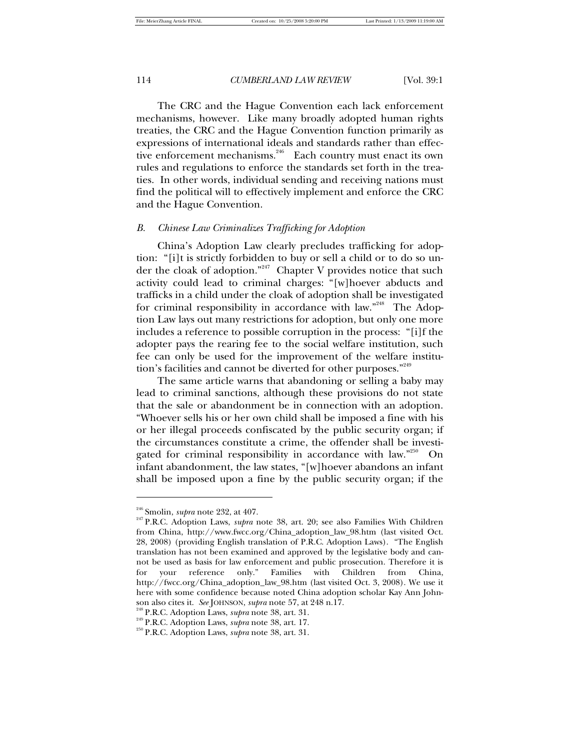The CRC and the Hague Convention each lack enforcement mechanisms, however. Like many broadly adopted human rights treaties, the CRC and the Hague Convention function primarily as expressions of international ideals and standards rather than effective enforcement mechanisms.[246] Each country must enact its own rules and regulations to enforce the standards set forth in the treaties. In other words, individual sending and receiving nations must find the political will to effectively implement and enforce the CRC and the Hague Convention.

### *B. Chinese Law Criminalizes Trafficking for Adoption*

China's Adoption Law clearly precludes trafficking for adoption: "[i]t is strictly forbidden to buy or sell a child or to do so under the cloak of adoption."[247] Chapter V provides notice that such activity could lead to criminal charges: "[w]hoever abducts and trafficks in a child under the cloak of adoption shall be investigated for criminal responsibility in accordance with law."[248] The Adoption Law lays out many restrictions for adoption, but only one more includes a reference to possible corruption in the process: "[i]f the adopter pays the rearing fee to the social welfare institution, such fee can only be used for the improvement of the welfare institution's facilities and cannot be diverted for other purposes."[249]

The same article warns that abandoning or selling a baby may lead to criminal sanctions, although these provisions do not state that the sale or abandonment be in connection with an adoption. "Whoever sells his or her own child shall be imposed a fine with his or her illegal proceeds confiscated by the public security organ; if the circumstances constitute a crime, the offender shall be investigated for criminal responsibility in accordance with law."[250] On infant abandonment, the law states, "[w]hoever abandons an infant shall be imposed upon a fine by the public security organ; if the

---

[246] Smolin, *supra* note 232, at 407.

[247] P.R.C. Adoption Laws, *supra* note 38, art. 20; see also Families With Children from China, http://www.fwcc.org/China_adoption_law_98.htm (last visited Oct. 28, 2008) (providing English translation of P.R.C. Adoption Laws). "The English translation has not been examined and approved by the legislative body and cannot be used as basis for law enforcement and public prosecution. Therefore it is for your reference only." Families with Children from China, http://fwcc.org/China_adoption_law_98.htm (last visited Oct. 3, 2008). We use it here with some confidence because noted China adoption scholar Kay Ann Johnson also cites it. *See* JOHNSON, *supra* note 57, at 248 n.17.

[248] P.R.C. Adoption Laws, *supra* note 38, art. 31.

[249] P.R.C. Adoption Laws, *supra* note 38, art. 17.

[250] P.R.C. Adoption Laws, *supra* note 38, art. 31.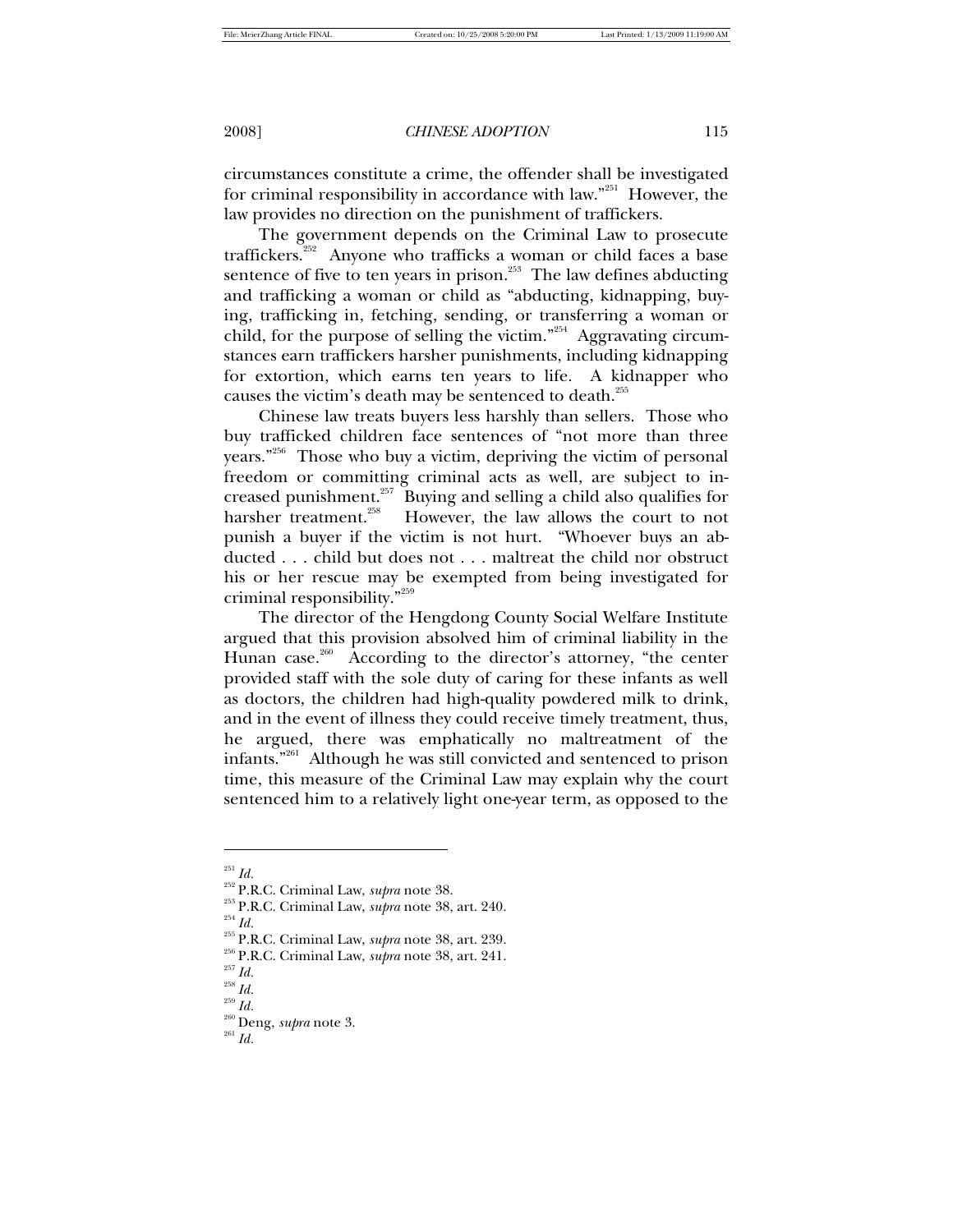circumstances constitute a crime, the offender shall be investigated for criminal responsibility in accordance with law."[251] However, the law provides no direction on the punishment of traffickers.

The government depends on the Criminal Law to prosecute traffickers.[252] Anyone who trafficks a woman or child faces a base sentence of five to ten years in prison.[253] The law defines abducting and trafficking a woman or child as "abducting, kidnapping, buying, trafficking in, fetching, sending, or transferring a woman or child, for the purpose of selling the victim."[254] Aggravating circumstances earn traffickers harsher punishments, including kidnapping for extortion, which earns ten years to life. A kidnapper who causes the victim's death may be sentenced to death.[255]

Chinese law treats buyers less harshly than sellers. Those who buy trafficked children face sentences of "not more than three years."[256] Those who buy a victim, depriving the victim of personal freedom or committing criminal acts as well, are subject to increased punishment.[257] Buying and selling a child also qualifies for harsher treatment.[258] However, the law allows the court to not punish a buyer if the victim is not hurt. "Whoever buys an abducted . . . child but does not . . . maltreat the child nor obstruct his or her rescue may be exempted from being investigated for criminal responsibility."[259]

The director of the Hengdong County Social Welfare Institute argued that this provision absolved him of criminal liability in the Hunan case.[260] According to the director's attorney, "the center provided staff with the sole duty of caring for these infants as well as doctors, the children had high-quality powdered milk to drink, and in the event of illness they could receive timely treatment, thus, he argued, there was emphatically no maltreatment of the infants."[261] Although he was still convicted and sentenced to prison time, this measure of the Criminal Law may explain why the court sentenced him to a relatively light one-year term, as opposed to the

---

[251] *Id.*
[252] P.R.C. Criminal Law, *supra* note 38.
[253] P.R.C. Criminal Law, *supra* note 38, art. 240.
[254] *Id.*
[255] P.R.C. Criminal Law, *supra* note 38, art. 239.
[256] P.R.C. Criminal Law, *supra* note 38, art. 241.
[257] *Id.*
[258] *Id.*
[259] *Id.*
[260] Deng, *supra* note 3.
[261] *Id.*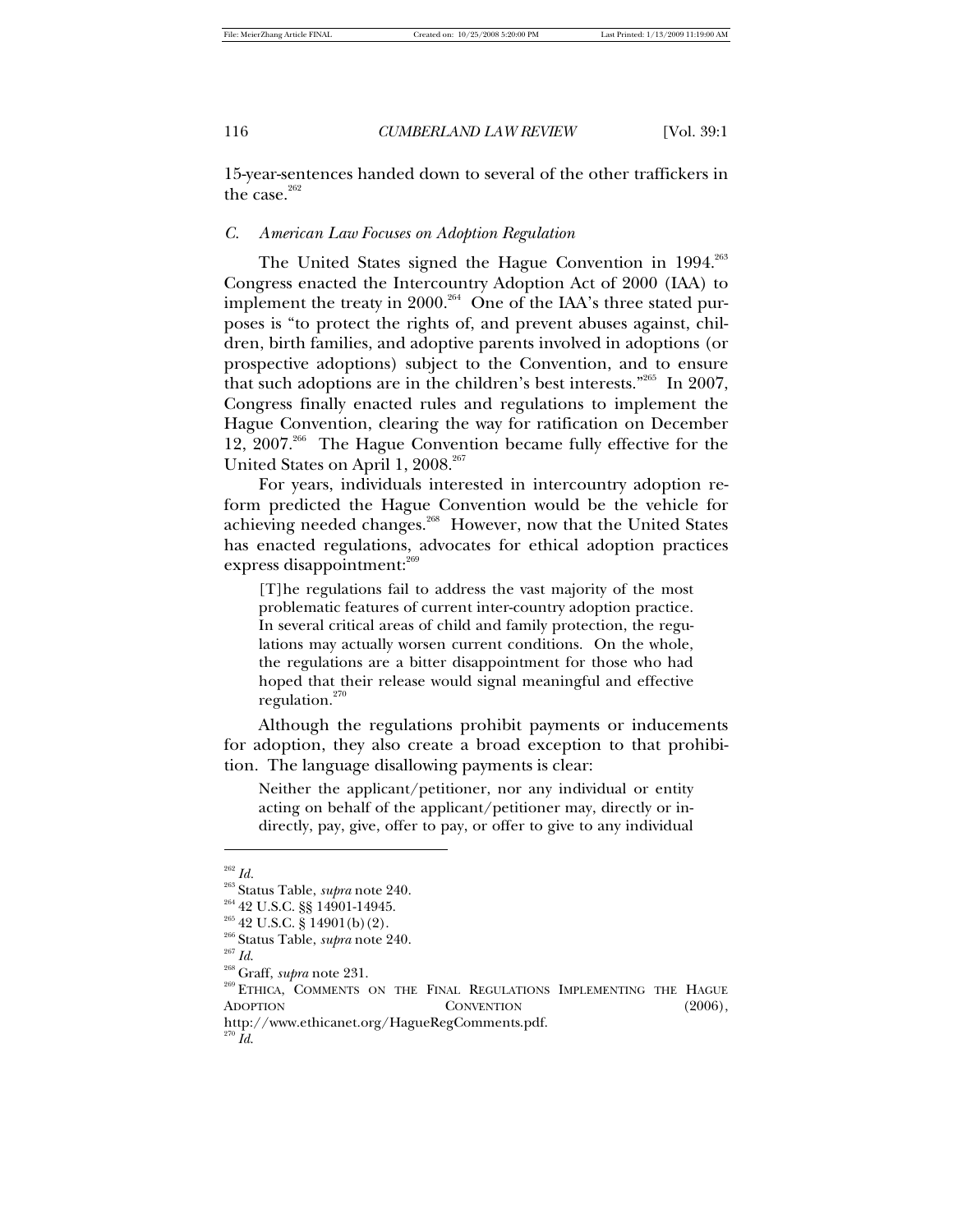15-year-sentences handed down to several of the other traffickers in the case.[262]

### *C. American Law Focuses on Adoption Regulation*

The United States signed the Hague Convention in 1994.[263] Congress enacted the Intercountry Adoption Act of 2000 (IAA) to implement the treaty in 2000.[264] One of the IAA's three stated purposes is "to protect the rights of, and prevent abuses against, children, birth families, and adoptive parents involved in adoptions (or prospective adoptions) subject to the Convention, and to ensure that such adoptions are in the children's best interests."[265] In 2007, Congress finally enacted rules and regulations to implement the Hague Convention, clearing the way for ratification on December 12, 2007.[266] The Hague Convention became fully effective for the United States on April 1, 2008.[267]

For years, individuals interested in intercountry adoption reform predicted the Hague Convention would be the vehicle for achieving needed changes.[268] However, now that the United States has enacted regulations, advocates for ethical adoption practices express disappointment:[269]

> [T]he regulations fail to address the vast majority of the most problematic features of current inter-country adoption practice. In several critical areas of child and family protection, the regulations may actually worsen current conditions. On the whole, the regulations are a bitter disappointment for those who had hoped that their release would signal meaningful and effective regulation.[270]

Although the regulations prohibit payments or inducements for adoption, they also create a broad exception to that prohibition. The language disallowing payments is clear:

> Neither the applicant/petitioner, nor any individual or entity acting on behalf of the applicant/petitioner may, directly or indirectly, pay, give, offer to pay, or offer to give to any individual

---

[262] *Id.*
[263] Status Table, *supra* note 240.
[264] 42 U.S.C. §§ 14901-14945.
[265] 42 U.S.C. § 14901(b)(2).
[266] Status Table, *supra* note 240.
[267] *Id.*
[268] Graff, *supra* note 231.
[269] ETHICA, COMMENTS ON THE FINAL REGULATIONS IMPLEMENTING THE HAGUE ADOPTION CONVENTION (2006), http://www.ethicanet.org/HagueRegComments.pdf.
[270] *Id.*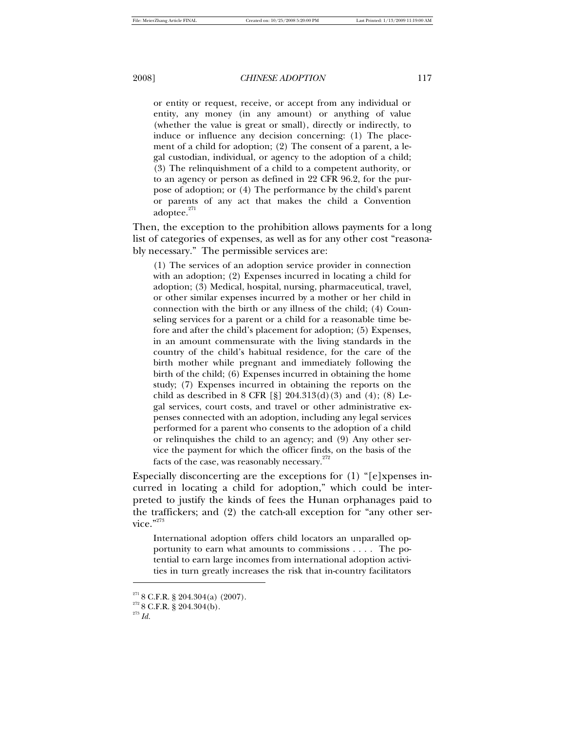> or entity or request, receive, or accept from any individual or entity, any money (in any amount) or anything of value (whether the value is great or small), directly or indirectly, to induce or influence any decision concerning: (1) The placement of a child for adoption; (2) The consent of a parent, a legal custodian, individual, or agency to the adoption of a child; (3) The relinquishment of a child to a competent authority, or to an agency or person as defined in 22 CFR 96.2, for the purpose of adoption; or (4) The performance by the child's parent or parents of any act that makes the child a Convention adoptee.[271]

Then, the exception to the prohibition allows payments for a long list of categories of expenses, as well as for any other cost "reasonably necessary." The permissible services are:

> (1) The services of an adoption service provider in connection with an adoption; (2) Expenses incurred in locating a child for adoption; (3) Medical, hospital, nursing, pharmaceutical, travel, or other similar expenses incurred by a mother or her child in connection with the birth or any illness of the child; (4) Counseling services for a parent or a child for a reasonable time before and after the child's placement for adoption; (5) Expenses, in an amount commensurate with the living standards in the country of the child's habitual residence, for the care of the birth mother while pregnant and immediately following the birth of the child; (6) Expenses incurred in obtaining the home study; (7) Expenses incurred in obtaining the reports on the child as described in 8 CFR [§] 204.313(d)(3) and (4); (8) Legal services, court costs, and travel or other administrative expenses connected with an adoption, including any legal services performed for a parent who consents to the adoption of a child or relinquishes the child to an agency; and (9) Any other service the payment for which the officer finds, on the basis of the facts of the case, was reasonably necessary.[272]

Especially disconcerting are the exceptions for (1) "[e]xpenses incurred in locating a child for adoption," which could be interpreted to justify the kinds of fees the Hunan orphanages paid to the traffickers; and (2) the catch-all exception for "any other service."[273]

> International adoption offers child locators an unparalled opportunity to earn what amounts to commissions . . . . The potential to earn large incomes from international adoption activities in turn greatly increases the risk that in-country facilitators

---

[271] 8 C.F.R. § 204.304(a) (2007).

[272] 8 C.F.R. § 204.304(b).

[273] *Id.*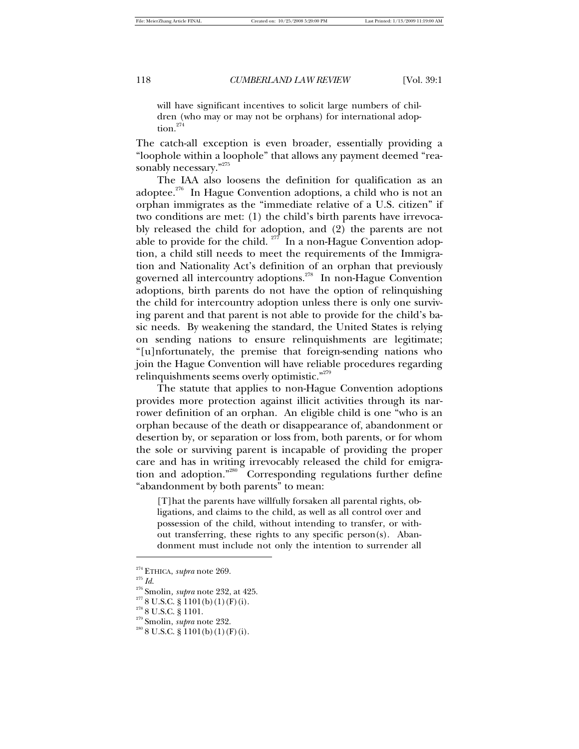> will have significant incentives to solicit large numbers of children (who may or may not be orphans) for international adoption.[274]

The catch-all exception is even broader, essentially providing a "loophole within a loophole" that allows any payment deemed "reasonably necessary."[275]

The IAA also loosens the definition for qualification as an adoptee.[276] In Hague Convention adoptions, a child who is not an orphan immigrates as the "immediate relative of a U.S. citizen" if two conditions are met: (1) the child's birth parents have irrevocably released the child for adoption, and (2) the parents are not able to provide for the child.[277] In a non-Hague Convention adoption, a child still needs to meet the requirements of the Immigration and Nationality Act's definition of an orphan that previously governed all intercountry adoptions.[278] In non-Hague Convention adoptions, birth parents do not have the option of relinquishing the child for intercountry adoption unless there is only one surviving parent and that parent is not able to provide for the child's basic needs. By weakening the standard, the United States is relying on sending nations to ensure relinquishments are legitimate; "[u]nfortunately, the premise that foreign-sending nations who join the Hague Convention will have reliable procedures regarding relinquishments seems overly optimistic."[279]

The statute that applies to non-Hague Convention adoptions provides more protection against illicit activities through its narrower definition of an orphan. An eligible child is one "who is an orphan because of the death or disappearance of, abandonment or desertion by, or separation or loss from, both parents, or for whom the sole or surviving parent is incapable of providing the proper care and has in writing irrevocably released the child for emigration and adoption."[280] Corresponding regulations further define "abandonment by both parents" to mean:

> [T]hat the parents have willfully forsaken all parental rights, obligations, and claims to the child, as well as all control over and possession of the child, without intending to transfer, or without transferring, these rights to any specific person(s). Abandonment must include not only the intention to surrender all

---

[274] ETHICA, *supra* note 269.
[275] *Id.*
[276] Smolin, *supra* note 232, at 425.
[277] 8 U.S.C. § 1101(b)(1)(F)(i).
[278] 8 U.S.C. § 1101.
[279] Smolin, *supra* note 232.
[280] 8 U.S.C. § 1101(b)(1)(F)(i).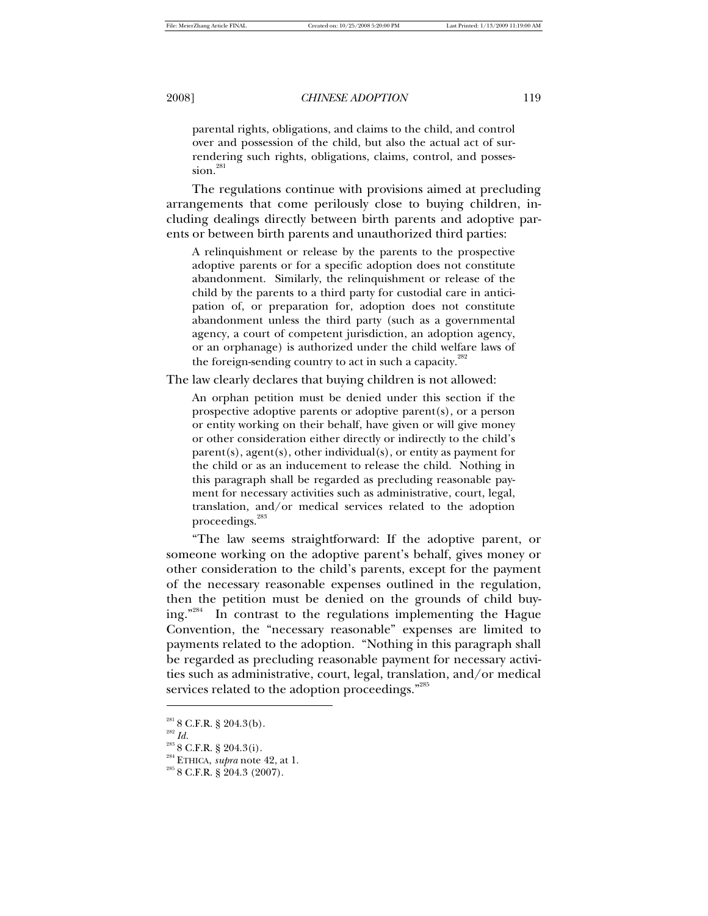parental rights, obligations, and claims to the child, and control over and possession of the child, but also the actual act of surrendering such rights, obligations, claims, control, and possession.[281]

The regulations continue with provisions aimed at precluding arrangements that come perilously close to buying children, including dealings directly between birth parents and adoptive parents or between birth parents and unauthorized third parties:

> A relinquishment or release by the parents to the prospective adoptive parents or for a specific adoption does not constitute abandonment. Similarly, the relinquishment or release of the child by the parents to a third party for custodial care in anticipation of, or preparation for, adoption does not constitute abandonment unless the third party (such as a governmental agency, a court of competent jurisdiction, an adoption agency, or an orphanage) is authorized under the child welfare laws of the foreign-sending country to act in such a capacity.[282]

The law clearly declares that buying children is not allowed:

> An orphan petition must be denied under this section if the prospective adoptive parents or adoptive parent(s), or a person or entity working on their behalf, have given or will give money or other consideration either directly or indirectly to the child's parent(s), agent(s), other individual(s), or entity as payment for the child or as an inducement to release the child. Nothing in this paragraph shall be regarded as precluding reasonable payment for necessary activities such as administrative, court, legal, translation, and/or medical services related to the adoption proceedings.[283]

"The law seems straightforward: If the adoptive parent, or someone working on the adoptive parent's behalf, gives money or other consideration to the child's parents, except for the payment of the necessary reasonable expenses outlined in the regulation, then the petition must be denied on the grounds of child buying."[284] In contrast to the regulations implementing the Hague Convention, the "necessary reasonable" expenses are limited to payments related to the adoption. "Nothing in this paragraph shall be regarded as precluding reasonable payment for necessary activities such as administrative, court, legal, translation, and/or medical services related to the adoption proceedings."[285]

---

[281] 8 C.F.R. § 204.3(b).

[282] *Id.*

[283] 8 C.F.R. § 204.3(i).

[284] ETHICA, *supra* note 42, at 1.

[285] 8 C.F.R. § 204.3 (2007).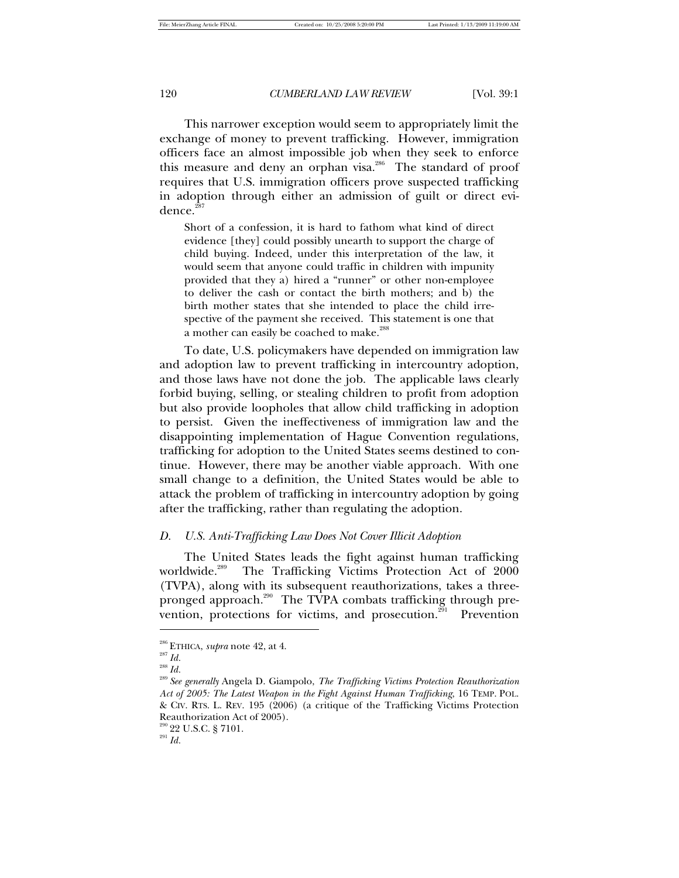This narrower exception would seem to appropriately limit the exchange of money to prevent trafficking. However, immigration officers face an almost impossible job when they seek to enforce this measure and deny an orphan visa.[286] The standard of proof requires that U.S. immigration officers prove suspected trafficking in adoption through either an admission of guilt or direct evidence.[287]

> Short of a confession, it is hard to fathom what kind of direct evidence [they] could possibly unearth to support the charge of child buying. Indeed, under this interpretation of the law, it would seem that anyone could traffic in children with impunity provided that they a) hired a "runner" or other non-employee to deliver the cash or contact the birth mothers; and b) the birth mother states that she intended to place the child irrespective of the payment she received. This statement is one that a mother can easily be coached to make.[288]

To date, U.S. policymakers have depended on immigration law and adoption law to prevent trafficking in intercountry adoption, and those laws have not done the job. The applicable laws clearly forbid buying, selling, or stealing children to profit from adoption but also provide loopholes that allow child trafficking in adoption to persist. Given the ineffectiveness of immigration law and the disappointing implementation of Hague Convention regulations, trafficking for adoption to the United States seems destined to continue. However, there may be another viable approach. With one small change to a definition, the United States would be able to attack the problem of trafficking in intercountry adoption by going after the trafficking, rather than regulating the adoption.

### *D. U.S. Anti-Trafficking Law Does Not Cover Illicit Adoption*

The United States leads the fight against human trafficking worldwide.[289] The Trafficking Victims Protection Act of 2000 (TVPA), along with its subsequent reauthorizations, takes a three-pronged approach.[290] The TVPA combats trafficking through prevention, protections for victims, and prosecution.[291] Prevention

---

[286] ETHICA, *supra* note 42, at 4.

[287] *Id.*

[288] *Id.*

[289] *See generally* Angela D. Giampolo, *The Trafficking Victims Protection Reauthorization Act of 2005: The Latest Weapon in the Fight Against Human Trafficking*, 16 TEMP. POL. & CIV. RTS. L. REV. 195 (2006) (a critique of the Trafficking Victims Protection Reauthorization Act of 2005).

[290] 22 U.S.C. § 7101.

[291] *Id.*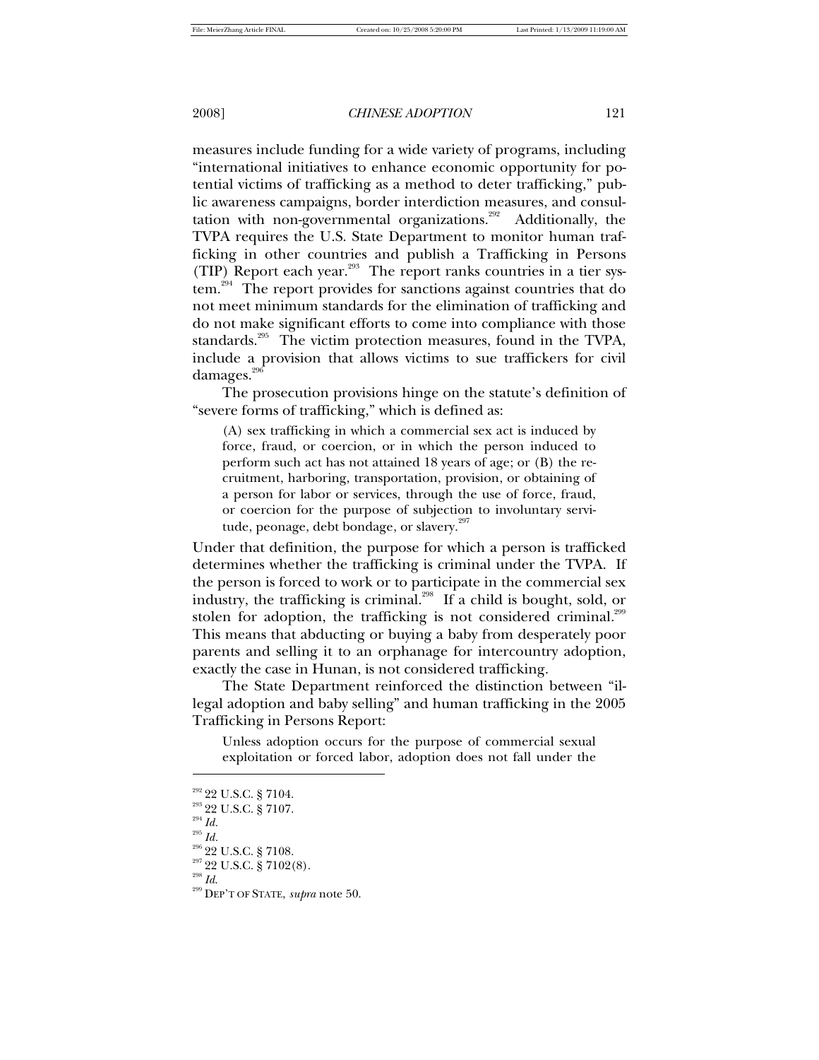measures include funding for a wide variety of programs, including "international initiatives to enhance economic opportunity for potential victims of trafficking as a method to deter trafficking," public awareness campaigns, border interdiction measures, and consultation with non-governmental organizations.[292] Additionally, the TVPA requires the U.S. State Department to monitor human trafficking in other countries and publish a Trafficking in Persons (TIP) Report each year.[293] The report ranks countries in a tier system.[294] The report provides for sanctions against countries that do not meet minimum standards for the elimination of trafficking and do not make significant efforts to come into compliance with those standards.[295] The victim protection measures, found in the TVPA, include a provision that allows victims to sue traffickers for civil damages.[296]

The prosecution provisions hinge on the statute's definition of "severe forms of trafficking," which is defined as:

> (A) sex trafficking in which a commercial sex act is induced by force, fraud, or coercion, or in which the person induced to perform such act has not attained 18 years of age; or (B) the recruitment, harboring, transportation, provision, or obtaining of a person for labor or services, through the use of force, fraud, or coercion for the purpose of subjection to involuntary servitude, peonage, debt bondage, or slavery.[297]

Under that definition, the purpose for which a person is trafficked determines whether the trafficking is criminal under the TVPA. If the person is forced to work or to participate in the commercial sex industry, the trafficking is criminal.[298] If a child is bought, sold, or stolen for adoption, the trafficking is not considered criminal.[299] This means that abducting or buying a baby from desperately poor parents and selling it to an orphanage for intercountry adoption, exactly the case in Hunan, is not considered trafficking.

The State Department reinforced the distinction between "illegal adoption and baby selling" and human trafficking in the 2005 Trafficking in Persons Report:

> Unless adoption occurs for the purpose of commercial sexual exploitation or forced labor, adoption does not fall under the

---

[292] 22 U.S.C. § 7104.

[293] 22 U.S.C. § 7107.

[294] *Id.*

[295] *Id.*

[296] 22 U.S.C. § 7108.

[297] 22 U.S.C. § 7102(8).

[298] *Id.*

[299] DEP'T OF STATE, *supra* note 50.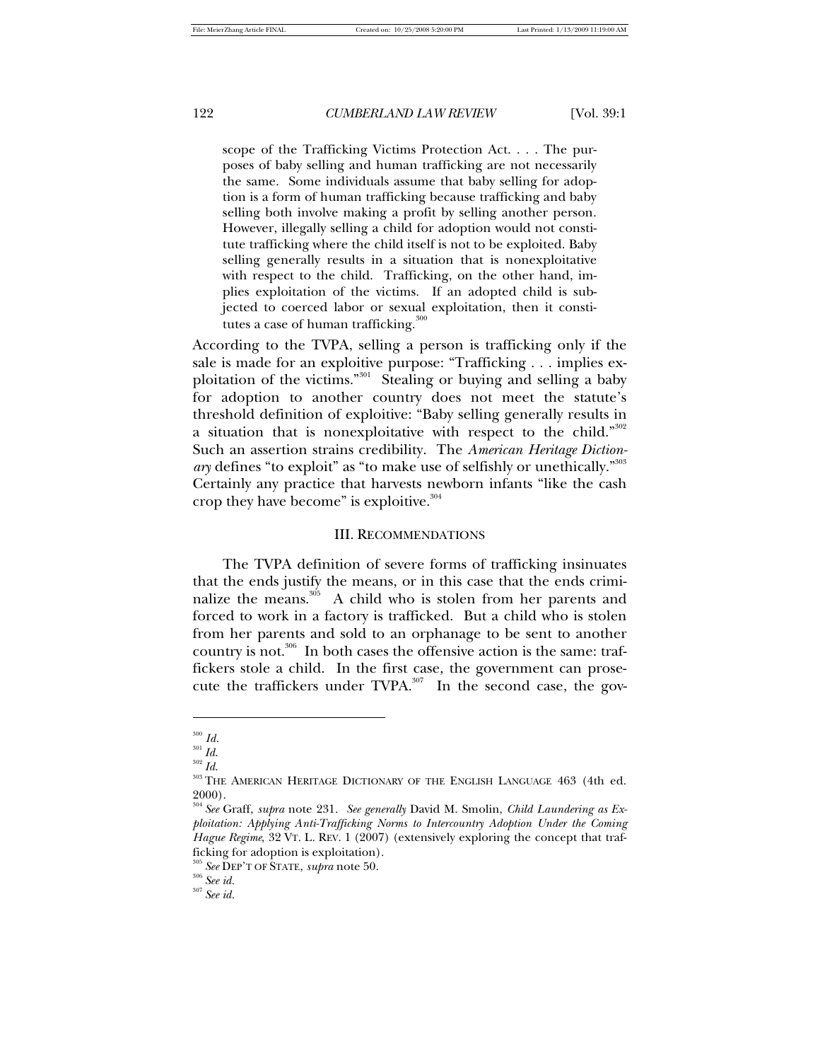> scope of the Trafficking Victims Protection Act. . . . The purposes of baby selling and human trafficking are not necessarily the same. Some individuals assume that baby selling for adoption is a form of human trafficking because trafficking and baby selling both involve making a profit by selling another person. However, illegally selling a child for adoption would not constitute trafficking where the child itself is not to be exploited. Baby selling generally results in a situation that is nonexploitative with respect to the child. Trafficking, on the other hand, implies exploitation of the victims. If an adopted child is subjected to coerced labor or sexual exploitation, then it constitutes a case of human trafficking.[300]

According to the TVPA, selling a person is trafficking only if the sale is made for an exploitive purpose: "Trafficking . . . implies exploitation of the victims."[301] Stealing or buying and selling a baby for adoption to another country does not meet the statute's threshold definition of exploitive: "Baby selling generally results in a situation that is nonexploitative with respect to the child."[302] Such an assertion strains credibility. The *American Heritage Dictionary* defines "to exploit" as "to make use of selfishly or unethically."[303] Certainly any practice that harvests newborn infants "like the cash crop they have become" is exploitive.[304]

## III. Recommendations

The TVPA definition of severe forms of trafficking insinuates that the ends justify the means, or in this case that the ends criminalize the means.[305] A child who is stolen from her parents and forced to work in a factory is trafficked. But a child who is stolen from her parents and sold to an orphanage to be sent to another country is not.[306] In both cases the offensive action is the same: traffickers stole a child. In the first case, the government can prosecute the traffickers under TVPA.[307] In the second case, the gov-

---

[300] *Id.*

[301] *Id.*

[302] *Id.*

[303] The American Heritage Dictionary of the English Language 463 (4th ed. 2000).

[304] *See* Graff, *supra* note 231. *See generally* David M. Smolin, *Child Laundering as Exploitation: Applying Anti-Trafficking Norms to Intercountry Adoption Under the Coming Hague Regime*, 32 Vt. L. Rev. 1 (2007) (extensively exploring the concept that trafficking for adoption is exploitation).

[305] *See* Dep't of State, *supra* note 50.

[306] *See id.*

[307] *See id.*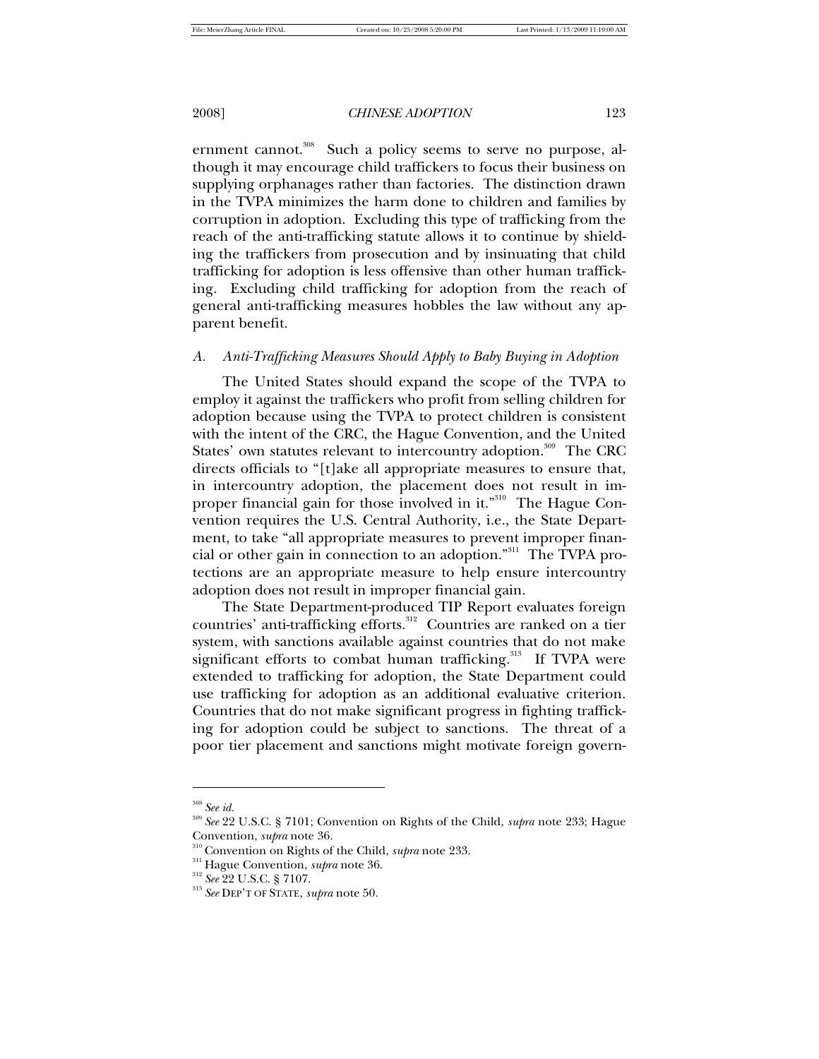ernment cannot.[308] Such a policy seems to serve no purpose, although it may encourage child traffickers to focus their business on supplying orphanages rather than factories. The distinction drawn in the TVPA minimizes the harm done to children and families by corruption in adoption. Excluding this type of trafficking from the reach of the anti-trafficking statute allows it to continue by shielding the traffickers from prosecution and by insinuating that child trafficking for adoption is less offensive than other human trafficking. Excluding child trafficking for adoption from the reach of general anti-trafficking measures hobbles the law without any apparent benefit.

### *A. Anti-Trafficking Measures Should Apply to Baby Buying in Adoption*

The United States should expand the scope of the TVPA to employ it against the traffickers who profit from selling children for adoption because using the TVPA to protect children is consistent with the intent of the CRC, the Hague Convention, and the United States' own statutes relevant to intercountry adoption.[309] The CRC directs officials to "[t]ake all appropriate measures to ensure that, in intercountry adoption, the placement does not result in improper financial gain for those involved in it."[310] The Hague Convention requires the U.S. Central Authority, i.e., the State Department, to take "all appropriate measures to prevent improper financial or other gain in connection to an adoption."[311] The TVPA protections are an appropriate measure to help ensure intercountry adoption does not result in improper financial gain.

The State Department-produced TIP Report evaluates foreign countries' anti-trafficking efforts.[312] Countries are ranked on a tier system, with sanctions available against countries that do not make significant efforts to combat human trafficking.[313] If TVPA were extended to trafficking for adoption, the State Department could use trafficking for adoption as an additional evaluative criterion. Countries that do not make significant progress in fighting trafficking for adoption could be subject to sanctions. The threat of a poor tier placement and sanctions might motivate foreign govern-

---

[308] *See id.*

[309] *See* 22 U.S.C. § 7101; Convention on Rights of the Child, *supra* note 233; Hague Convention, *supra* note 36.

[310] Convention on Rights of the Child, *supra* note 233.

[311] Hague Convention, *supra* note 36.

[312] *See* 22 U.S.C. § 7107.

[313] *See* DEP'T OF STATE, *supra* note 50.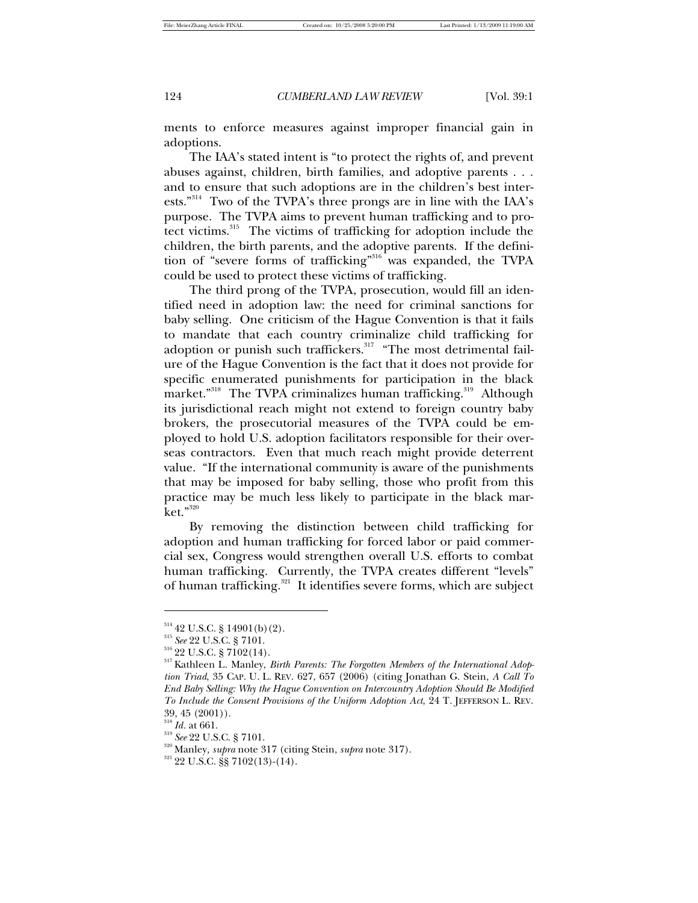ments to enforce measures against improper financial gain in adoptions.

The IAA's stated intent is "to protect the rights of, and prevent abuses against, children, birth families, and adoptive parents . . . and to ensure that such adoptions are in the children's best interests."[314] Two of the TVPA's three prongs are in line with the IAA's purpose. The TVPA aims to prevent human trafficking and to protect victims.[315] The victims of trafficking for adoption include the children, the birth parents, and the adoptive parents. If the definition of "severe forms of trafficking"[316] was expanded, the TVPA could be used to protect these victims of trafficking.

The third prong of the TVPA, prosecution, would fill an identified need in adoption law: the need for criminal sanctions for baby selling. One criticism of the Hague Convention is that it fails to mandate that each country criminalize child trafficking for adoption or punish such traffickers.[317] "The most detrimental failure of the Hague Convention is the fact that it does not provide for specific enumerated punishments for participation in the black market."[318] The TVPA criminalizes human trafficking.[319] Although its jurisdictional reach might not extend to foreign country baby brokers, the prosecutorial measures of the TVPA could be employed to hold U.S. adoption facilitators responsible for their overseas contractors. Even that much reach might provide deterrent value. "If the international community is aware of the punishments that may be imposed for baby selling, those who profit from this practice may be much less likely to participate in the black market."[320]

By removing the distinction between child trafficking for adoption and human trafficking for forced labor or paid commercial sex, Congress would strengthen overall U.S. efforts to combat human trafficking. Currently, the TVPA creates different "levels" of human trafficking.[321] It identifies severe forms, which are subject

---

[314] 42 U.S.C. § 14901(b)(2).

[315] *See* 22 U.S.C. § 7101.

[316] 22 U.S.C. § 7102(14).

[317] Kathleen L. Manley, *Birth Parents: The Forgotten Members of the International Adoption Triad*, 35 CAP. U. L. REV. 627, 657 (2006) (citing Jonathan G. Stein, *A Call To End Baby Selling: Why the Hague Convention on Intercountry Adoption Should Be Modified To Include the Consent Provisions of the Uniform Adoption Act*, 24 T. JEFFERSON L. REV. 39, 45 (2001)).

[318] *Id.* at 661.

[319] *See* 22 U.S.C. § 7101.

[320] Manley, *supra* note 317 (citing Stein, *supra* note 317).

[321] 22 U.S.C. §§ 7102(13)-(14).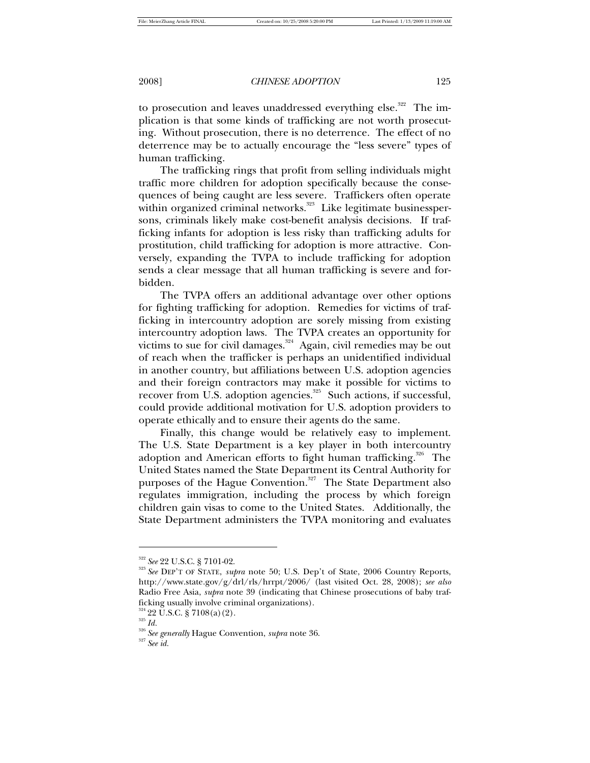to prosecution and leaves unaddressed everything else.[322] The implication is that some kinds of trafficking are not worth prosecuting. Without prosecution, there is no deterrence. The effect of no deterrence may be to actually encourage the "less severe" types of human trafficking.

The trafficking rings that profit from selling individuals might traffic more children for adoption specifically because the consequences of being caught are less severe. Traffickers often operate within organized criminal networks.[323] Like legitimate businesspersons, criminals likely make cost-benefit analysis decisions. If trafficking infants for adoption is less risky than trafficking adults for prostitution, child trafficking for adoption is more attractive. Conversely, expanding the TVPA to include trafficking for adoption sends a clear message that all human trafficking is severe and forbidden.

The TVPA offers an additional advantage over other options for fighting trafficking for adoption. Remedies for victims of trafficking in intercountry adoption are sorely missing from existing intercountry adoption laws. The TVPA creates an opportunity for victims to sue for civil damages.[324] Again, civil remedies may be out of reach when the trafficker is perhaps an unidentified individual in another country, but affiliations between U.S. adoption agencies and their foreign contractors may make it possible for victims to recover from U.S. adoption agencies.[325] Such actions, if successful, could provide additional motivation for U.S. adoption providers to operate ethically and to ensure their agents do the same.

Finally, this change would be relatively easy to implement. The U.S. State Department is a key player in both intercountry adoption and American efforts to fight human trafficking.[326] The United States named the State Department its Central Authority for purposes of the Hague Convention.[327] The State Department also regulates immigration, including the process by which foreign children gain visas to come to the United States. Additionally, the State Department administers the TVPA monitoring and evaluates

---

[322] *See* 22 U.S.C. § 7101-02.

[323] *See* DEP'T OF STATE, *supra* note 50; U.S. Dep't of State, 2006 Country Reports, http://www.state.gov/g/drl/rls/hrrpt/2006/ (last visited Oct. 28, 2008); *see also* Radio Free Asia, *supra* note 39 (indicating that Chinese prosecutions of baby trafficking usually involve criminal organizations).

[324] 22 U.S.C. § 7108(a)(2).

[325] *Id.*

[326] *See generally* Hague Convention, *supra* note 36.

[327] *See id.*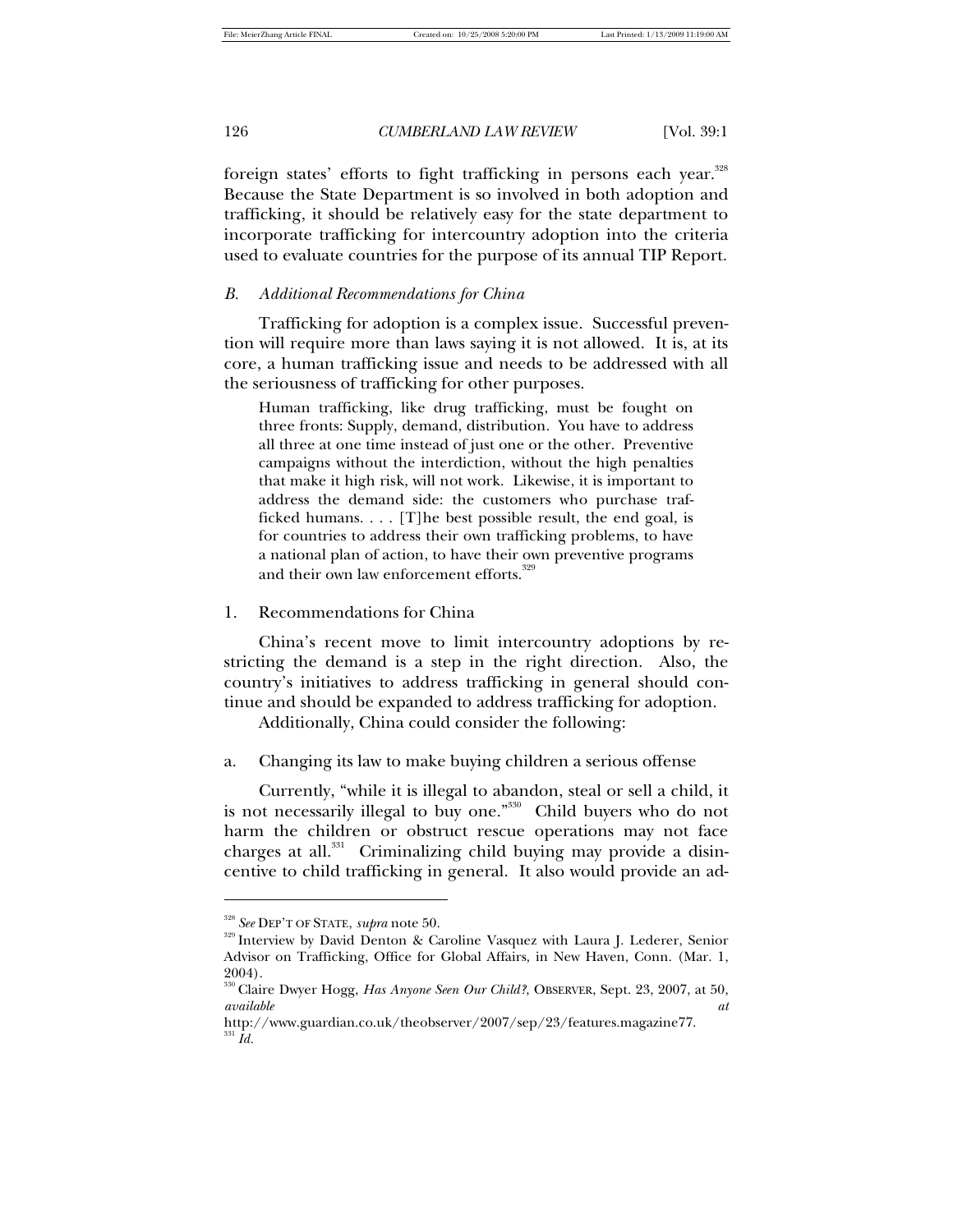foreign states' efforts to fight trafficking in persons each year.[328] Because the State Department is so involved in both adoption and trafficking, it should be relatively easy for the state department to incorporate trafficking for intercountry adoption into the criteria used to evaluate countries for the purpose of its annual TIP Report.

### *B. Additional Recommendations for China*

Trafficking for adoption is a complex issue. Successful prevention will require more than laws saying it is not allowed. It is, at its core, a human trafficking issue and needs to be addressed with all the seriousness of trafficking for other purposes.

> Human trafficking, like drug trafficking, must be fought on three fronts: Supply, demand, distribution. You have to address all three at one time instead of just one or the other. Preventive campaigns without the interdiction, without the high penalties that make it high risk, will not work. Likewise, it is important to address the demand side: the customers who purchase trafficked humans. . . . [T]he best possible result, the end goal, is for countries to address their own trafficking problems, to have a national plan of action, to have their own preventive programs and their own law enforcement efforts.[329]

#### 1. Recommendations for China

China's recent move to limit intercountry adoptions by restricting the demand is a step in the right direction. Also, the country's initiatives to address trafficking in general should continue and should be expanded to address trafficking for adoption.

Additionally, China could consider the following:

##### a. Changing its law to make buying children a serious offense

Currently, "while it is illegal to abandon, steal or sell a child, it is not necessarily illegal to buy one."[330] Child buyers who do not harm the children or obstruct rescue operations may not face charges at all.[331] Criminalizing child buying may provide a disincentive to child trafficking in general. It also would provide an ad-

---

[328] *See* DEP'T OF STATE, *supra* note 50.

[329] Interview by David Denton & Caroline Vasquez with Laura J. Lederer, Senior Advisor on Trafficking, Office for Global Affairs, in New Haven, Conn. (Mar. 1, 2004).

[330] Claire Dwyer Hogg, *Has Anyone Seen Our Child?*, OBSERVER, Sept. 23, 2007, at 50, *available at* http://www.guardian.co.uk/theobserver/2007/sep/23/features.magazine77.

[331] *Id.*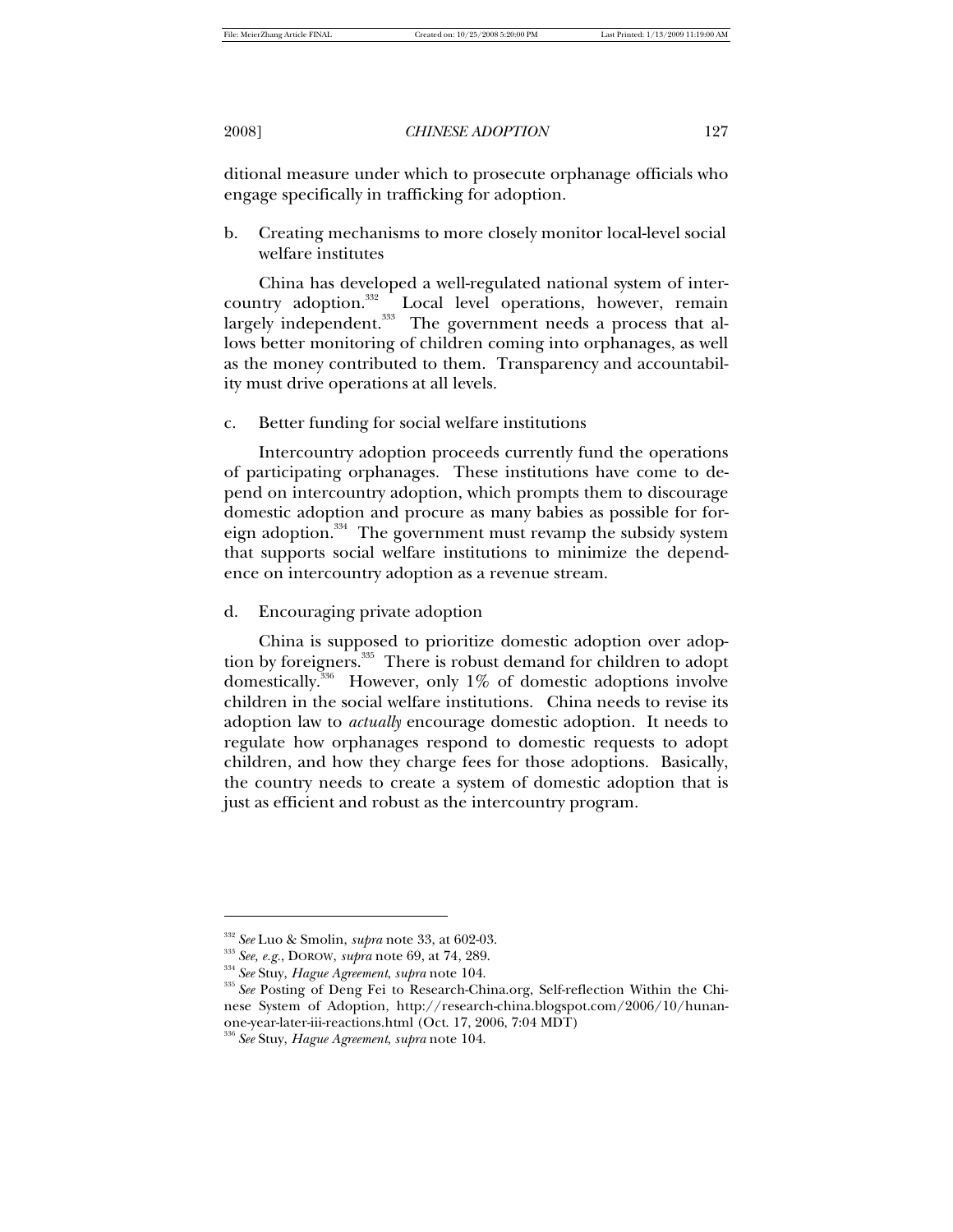ditional measure under which to prosecute orphanage officials who engage specifically in trafficking for adoption.

b. Creating mechanisms to more closely monitor local-level social welfare institutes

China has developed a well-regulated national system of intercountry adoption.[332] Local level operations, however, remain largely independent.[333] The government needs a process that allows better monitoring of children coming into orphanages, as well as the money contributed to them. Transparency and accountability must drive operations at all levels.

c. Better funding for social welfare institutions

Intercountry adoption proceeds currently fund the operations of participating orphanages. These institutions have come to depend on intercountry adoption, which prompts them to discourage domestic adoption and procure as many babies as possible for foreign adoption.[334] The government must revamp the subsidy system that supports social welfare institutions to minimize the dependence on intercountry adoption as a revenue stream.

d. Encouraging private adoption

China is supposed to prioritize domestic adoption over adoption by foreigners.[335] There is robust demand for children to adopt domestically.[336] However, only 1% of domestic adoptions involve children in the social welfare institutions. China needs to revise its adoption law to *actually* encourage domestic adoption. It needs to regulate how orphanages respond to domestic requests to adopt children, and how they charge fees for those adoptions. Basically, the country needs to create a system of domestic adoption that is just as efficient and robust as the intercountry program.

---

[332] *See* Luo & Smolin, *supra* note 33, at 602-03.

[333] *See, e.g.*, DOROW, *supra* note 69, at 74, 289.

[334] *See* Stuy, *Hague Agreement*, *supra* note 104.

[335] *See* Posting of Deng Fei to Research-China.org, Self-reflection Within the Chinese System of Adoption, http://research-china.blogspot.com/2006/10/hunan-one-year-later-iii-reactions.html (Oct. 17, 2006, 7:04 MDT)

[336] *See* Stuy, *Hague Agreement*, *supra* note 104.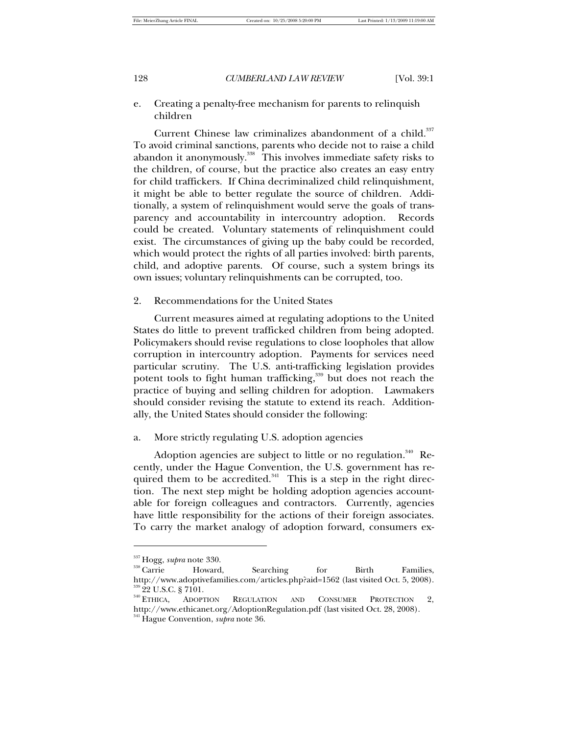e. Creating a penalty-free mechanism for parents to relinquish children

Current Chinese law criminalizes abandonment of a child.[337] To avoid criminal sanctions, parents who decide not to raise a child abandon it anonymously.[338] This involves immediate safety risks to the children, of course, but the practice also creates an easy entry for child traffickers. If China decriminalized child relinquishment, it might be able to better regulate the source of children. Additionally, a system of relinquishment would serve the goals of transparency and accountability in intercountry adoption. Records could be created. Voluntary statements of relinquishment could exist. The circumstances of giving up the baby could be recorded, which would protect the rights of all parties involved: birth parents, child, and adoptive parents. Of course, such a system brings its own issues; voluntary relinquishments can be corrupted, too.

2. Recommendations for the United States

Current measures aimed at regulating adoptions to the United States do little to prevent trafficked children from being adopted. Policymakers should revise regulations to close loopholes that allow corruption in intercountry adoption. Payments for services need particular scrutiny. The U.S. anti-trafficking legislation provides potent tools to fight human trafficking,[339] but does not reach the practice of buying and selling children for adoption. Lawmakers should consider revising the statute to extend its reach. Additionally, the United States should consider the following:

a. More strictly regulating U.S. adoption agencies

Adoption agencies are subject to little or no regulation.[340] Recently, under the Hague Convention, the U.S. government has required them to be accredited.[341] This is a step in the right direction. The next step might be holding adoption agencies accountable for foreign colleagues and contractors. Currently, agencies have little responsibility for the actions of their foreign associates. To carry the market analogy of adoption forward, consumers ex-

---

[337] Hogg, *supra* note 330.

[338] Carrie Howard, Searching for Birth Families, http://www.adoptivefamilies.com/articles.php?aid=1562 (last visited Oct. 5, 2008).

[339] 22 U.S.C. § 7101.

[340] ETHICA, ADOPTION REGULATION AND CONSUMER PROTECTION 2, http://www.ethicanet.org/AdoptionRegulation.pdf (last visited Oct. 28, 2008).

[341] Hague Convention, *supra* note 36.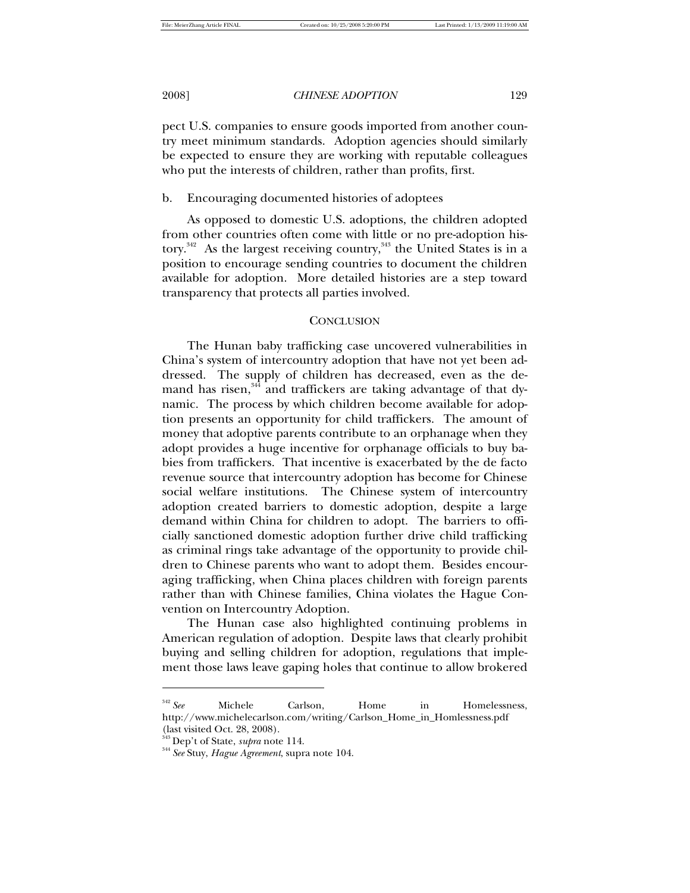pect U.S. companies to ensure goods imported from another country meet minimum standards. Adoption agencies should similarly be expected to ensure they are working with reputable colleagues who put the interests of children, rather than profits, first.

b. Encouraging documented histories of adoptees

As opposed to domestic U.S. adoptions, the children adopted from other countries often come with little or no pre-adoption history.[342] As the largest receiving country,[343] the United States is in a position to encourage sending countries to document the children available for adoption. More detailed histories are a step toward transparency that protects all parties involved.

## CONCLUSION

The Hunan baby trafficking case uncovered vulnerabilities in China's system of intercountry adoption that have not yet been addressed. The supply of children has decreased, even as the demand has risen,[344] and traffickers are taking advantage of that dynamic. The process by which children become available for adoption presents an opportunity for child traffickers. The amount of money that adoptive parents contribute to an orphanage when they adopt provides a huge incentive for orphanage officials to buy babies from traffickers. That incentive is exacerbated by the de facto revenue source that intercountry adoption has become for Chinese social welfare institutions. The Chinese system of intercountry adoption created barriers to domestic adoption, despite a large demand within China for children to adopt. The barriers to officially sanctioned domestic adoption further drive child trafficking as criminal rings take advantage of the opportunity to provide children to Chinese parents who want to adopt them. Besides encouraging trafficking, when China places children with foreign parents rather than with Chinese families, China violates the Hague Convention on Intercountry Adoption.

The Hunan case also highlighted continuing problems in American regulation of adoption. Despite laws that clearly prohibit buying and selling children for adoption, regulations that implement those laws leave gaping holes that continue to allow brokered

---

[342] *See* Michele Carlson, Home in Homelessness, http://www.michelecarlson.com/writing/Carlson_Home_in_Homlessness.pdf (last visited Oct. 28, 2008).

[343] Dep't of State, *supra* note 114.

[344] *See* Stuy, *Hague Agreement*, supra note 104.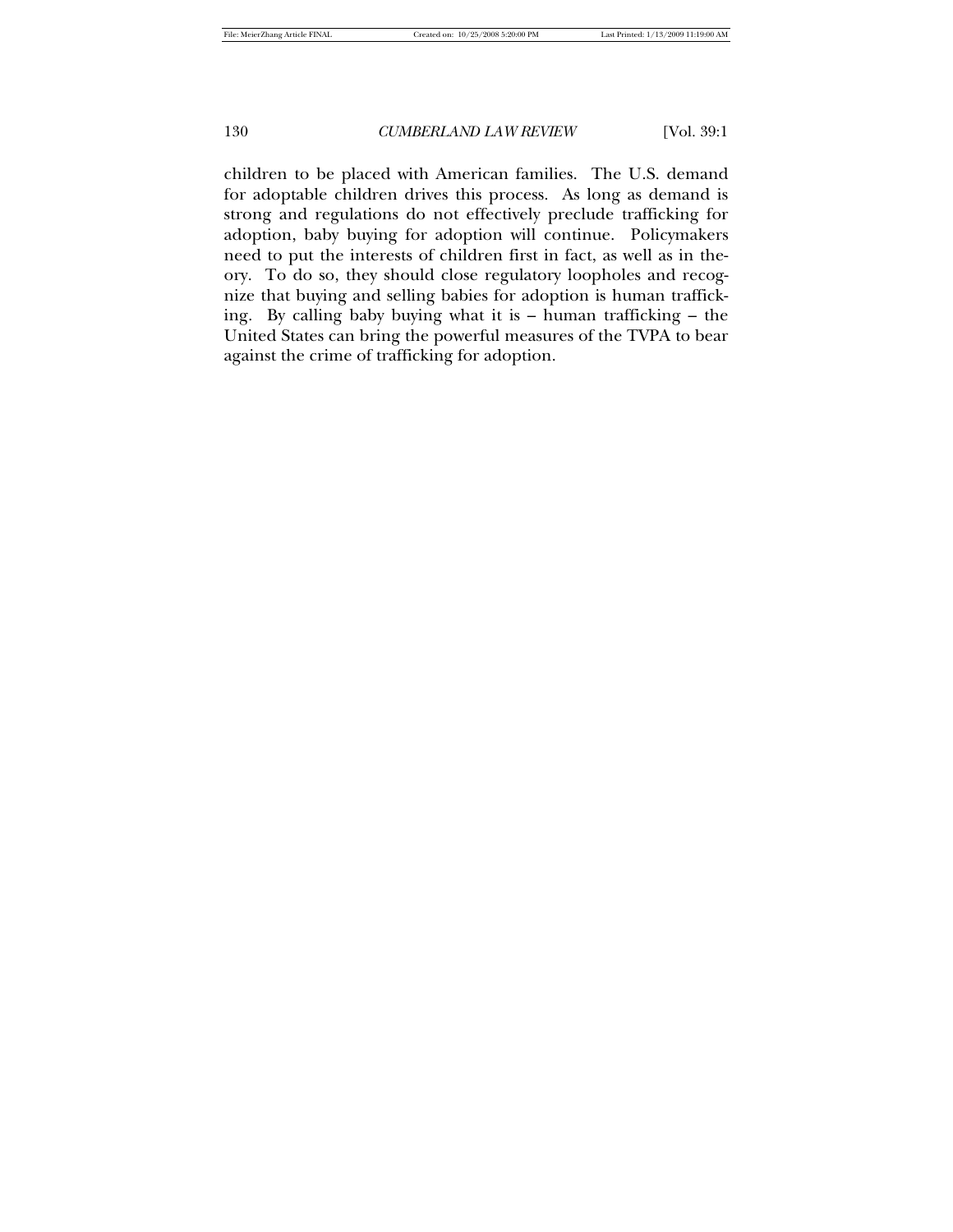children to be placed with American families. The U.S. demand for adoptable children drives this process. As long as demand is strong and regulations do not effectively preclude trafficking for adoption, baby buying for adoption will continue. Policymakers need to put the interests of children first in fact, as well as in theory. To do so, they should close regulatory loopholes and recognize that buying and selling babies for adoption is human trafficking. By calling baby buying what it is – human trafficking – the United States can bring the powerful measures of the TVPA to bear against the crime of trafficking for adoption.